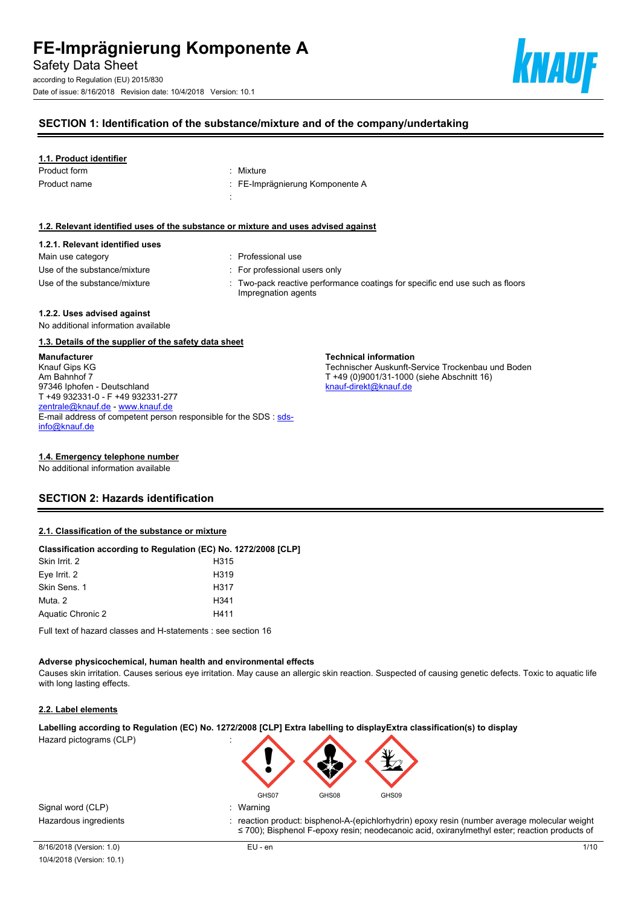# FE-Imprägnierung Komponente A

Safety Data Sheet

according to Regulation (EU) 2015/830

Date of issue: 8/16/2018 Revision date: 10/4/2018 Version: 10.1

## SECTION 1: Identification of the substance/mixture and of the company/undertaking

### 1.1. Product identifier

| | |
|---|---|
| Product form | : Mixture |
| Product name | : FE-Imprägnierung Komponente A |
| | : |

### 1.2. Relevant identified uses of the substance or mixture and uses advised against

#### 1.2.1. Relevant identified uses

| | |
|---|---|
| Main use category | : Professional use |
| Use of the substance/mixture | : For professional users only |
| Use of the substance/mixture | : Two-pack reactive performance coatings for specific end use such as floors Impregnation agents |

#### 1.2.2. Uses advised against

No additional information available

### 1.3. Details of the supplier of the safety data sheet

**Manufacturer**
Knauf Gips KG
Am Bahnhof 7
97346 Iphofen - Deutschland
T +49 932331-0 - F +49 932331-277
zentrale@knauf.de - www.knauf.de
E-mail address of competent person responsible for the SDS : sds-info@knauf.de

**Technical information**
Technischer Auskunft-Service Trockenbau und Boden
T +49 (0)9001/31-1000 (siehe Abschnitt 16)
knauf-direkt@knauf.de

### 1.4. Emergency telephone number

No additional information available

## SECTION 2: Hazards identification

### 2.1. Classification of the substance or mixture

**Classification according to Regulation (EC) No. 1272/2008 [CLP]**

| | |
|---|---|
| Skin Irrit. 2 | H315 |
| Eye Irrit. 2 | H319 |
| Skin Sens. 1 | H317 |
| Muta. 2 | H341 |
| Aquatic Chronic 2 | H411 |

Full text of hazard classes and H-statements : see section 16

**Adverse physicochemical, human health and environmental effects**

Causes skin irritation. Causes serious eye irritation. May cause an allergic skin reaction. Suspected of causing genetic defects. Toxic to aquatic life with long lasting effects.

### 2.2. Label elements

**Labelling according to Regulation (EC) No. 1272/2008 [CLP] Extra labelling to displayExtra classification(s) to display**

| | |
|---|---|
| Hazard pictograms (CLP) | : GHS07 GHS08 GHS09 |
| Signal word (CLP) | : Warning |
| Hazardous ingredients | : reaction product: bisphenol-A-(epichlorhydrin) epoxy resin (number average molecular weight ≤ 700); Bisphenol F-epoxy resin; neodecanoic acid, oxiranylmethyl ester; reaction products of |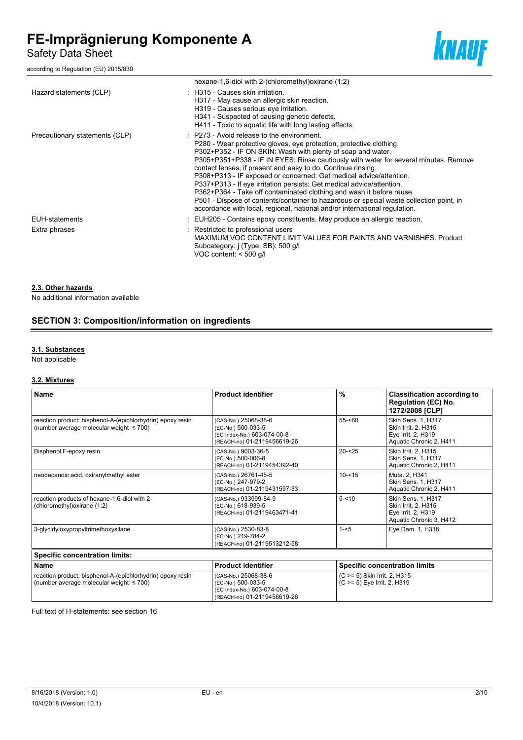| | |
|---|---|
| | hexane-1,6-diol with 2-(chloromethyl)oxirane (1:2) |
| Hazard statements (CLP) | : H315 - Causes skin irritation.<br>H317 - May cause an allergic skin reaction.<br>H319 - Causes serious eye irritation.<br>H341 - Suspected of causing genetic defects.<br>H411 - Toxic to aquatic life with long lasting effects. |
| Precautionary statements (CLP) | : P273 - Avoid release to the environment.<br>P280 - Wear protective gloves, eye protection, protective clothing.<br>P302+P352 - IF ON SKIN: Wash with plenty of soap and water.<br>P305+P351+P338 - IF IN EYES: Rinse cautiously with water for several minutes. Remove contact lenses, if present and easy to do. Continue rinsing.<br>P308+P313 - IF exposed or concerned: Get medical advice/attention.<br>P337+P313 - If eye irritation persists: Get medical advice/attention.<br>P362+P364 - Take off contaminated clothing and wash it before reuse.<br>P501 - Dispose of contents/container to hazardous or special waste collection point, in accordance with local, regional, national and/or international regulation. |
| EUH-statements | : EUH205 - Contains epoxy constituents. May produce an allergic reaction. |
| Extra phrases | : Restricted to professional users<br>MAXIMUM VOC CONTENT LIMIT VALUES FOR PAINTS AND VARNISHES. Product Subcategory: j (Type: SB): 500 g/l<br>VOC content: < 500 g/l |

### 2.3. Other hazards

No additional information available

## SECTION 3: Composition/information on ingredients

### 3.1. Substances

Not applicable

### 3.2. Mixtures

| Name | Product identifier | % | Classification according to Regulation (EC) No. 1272/2008 [CLP] |
|---|---|---|---|
| reaction product: bisphenol-A-(epichlorhydrin) epoxy resin (number average molecular weight ≤ 700) | (CAS-No.) 25068-38-6<br>(EC-No.) 500-033-5<br>(EC Index-No.) 603-074-00-8<br>(REACH-no) 01-2119456619-26 | 55-<60 | Skin Sens. 1, H317<br>Skin Irrit. 2, H315<br>Eye Irrit. 2, H319<br>Aquatic Chronic 2, H411 |
| Bisphenol F-epoxy resin | (CAS-No.) 9003-36-5<br>(EC-No.) 500-006-8<br>(REACH-no) 01-2119454392-40 | 20-<25 | Skin Irrit. 2, H315<br>Skin Sens. 1, H317<br>Aquatic Chronic 2, H411 |
| neodecanoic acid, oxiranylmethyl ester | (CAS-No.) 26761-45-5<br>(EC-No.) 247-979-2<br>(REACH-no) 01-2119431597-33 | 10-<15 | Muta. 2, H341<br>Skin Sens. 1, H317<br>Aquatic Chronic 2, H411 |
| reaction products of hexane-1,6-diol with 2-(chloromethyl)oxirane (1:2) | (CAS-No.) 933999-84-9<br>(EC-No.) 618-939-5<br>(REACH-no) 01-2119463471-41 | 5-<10 | Skin Sens. 1, H317<br>Skin Irrit. 2, H315<br>Eye Irrit. 2, H319<br>Aquatic Chronic 3, H412 |
| 3-glycidyloxypropyltrimethoxysilane | (CAS-No.) 2530-83-8<br>(EC-No.) 219-784-2<br>(REACH-no) 01-2119513212-58 | 1-<5 | Eye Dam. 1, H318 |

| Specific concentration limits: | | |
|---|---|---|
| **Name** | **Product identifier** | **Specific concentration limits** |
| reaction product: bisphenol-A-(epichlorhydrin) epoxy resin (number average molecular weight ≤ 700) | (CAS-No.) 25068-38-6<br>(EC-No.) 500-033-5<br>(EC Index-No.) 603-074-00-8<br>(REACH-no) 01-2119456619-26 | (C >= 5) Skin Irrit. 2, H315<br>(C >= 5) Eye Irrit. 2, H319 |

Full text of H-statements: see section 16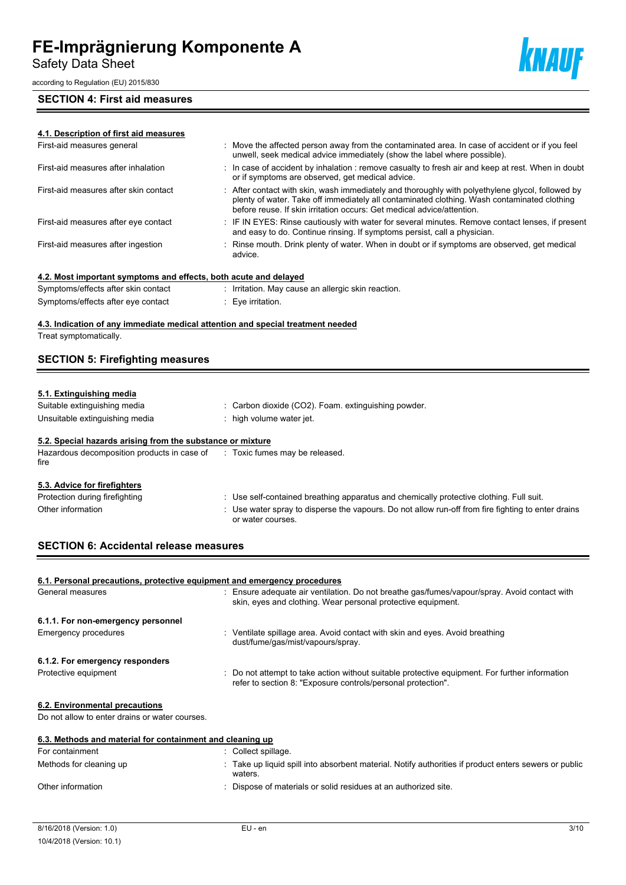## SECTION 4: First aid measures

### 4.1. Description of first aid measures

| | |
|---|---|
| First-aid measures general | : Move the affected person away from the contaminated area. In case of accident or if you feel unwell, seek medical advice immediately (show the label where possible). |
| First-aid measures after inhalation | : In case of accident by inhalation : remove casualty to fresh air and keep at rest. When in doubt or if symptoms are observed, get medical advice. |
| First-aid measures after skin contact | : After contact with skin, wash immediately and thoroughly with polyethylene glycol, followed by plenty of water. Take off immediately all contaminated clothing. Wash contaminated clothing before reuse. If skin irritation occurs: Get medical advice/attention. |
| First-aid measures after eye contact | : IF IN EYES: Rinse cautiously with water for several minutes. Remove contact lenses, if present and easy to do. Continue rinsing. If symptoms persist, call a physician. |
| First-aid measures after ingestion | : Rinse mouth. Drink plenty of water. When in doubt or if symptoms are observed, get medical advice. |

### 4.2. Most important symptoms and effects, both acute and delayed

| | |
|---|---|
| Symptoms/effects after skin contact | : Irritation. May cause an allergic skin reaction. |
| Symptoms/effects after eye contact | : Eye irritation. |

### 4.3. Indication of any immediate medical attention and special treatment needed

Treat symptomatically.

## SECTION 5: Firefighting measures

### 5.1. Extinguishing media

| | |
|---|---|
| Suitable extinguishing media | : Carbon dioxide ($CO_2$). Foam. extinguishing powder. |
| Unsuitable extinguishing media | : high volume water jet. |

### 5.2. Special hazards arising from the substance or mixture

| | |
|---|---|
| Hazardous decomposition products in case of fire | : Toxic fumes may be released. |

### 5.3. Advice for firefighters

| | |
|---|---|
| Protection during firefighting | : Use self-contained breathing apparatus and chemically protective clothing. Full suit. |
| Other information | : Use water spray to disperse the vapours. Do not allow run-off from fire fighting to enter drains or water courses. |

## SECTION 6: Accidental release measures

### 6.1. Personal precautions, protective equipment and emergency procedures

| | |
|---|---|
| General measures | : Ensure adequate air ventilation. Do not breathe gas/fumes/vapour/spray. Avoid contact with skin, eyes and clothing. Wear personal protective equipment. |

#### 6.1.1. For non-emergency personnel

| | |
|---|---|
| Emergency procedures | : Ventilate spillage area. Avoid contact with skin and eyes. Avoid breathing dust/fume/gas/mist/vapours/spray. |

#### 6.1.2. For emergency responders

| | |
|---|---|
| Protective equipment | : Do not attempt to take action without suitable protective equipment. For further information refer to section 8: "Exposure controls/personal protection". |

### 6.2. Environmental precautions

Do not allow to enter drains or water courses.

### 6.3. Methods and material for containment and cleaning up

| | |
|---|---|
| For containment | : Collect spillage. |
| Methods for cleaning up | : Take up liquid spill into absorbent material. Notify authorities if product enters sewers or public waters. |
| Other information | : Dispose of materials or solid residues at an authorized site. |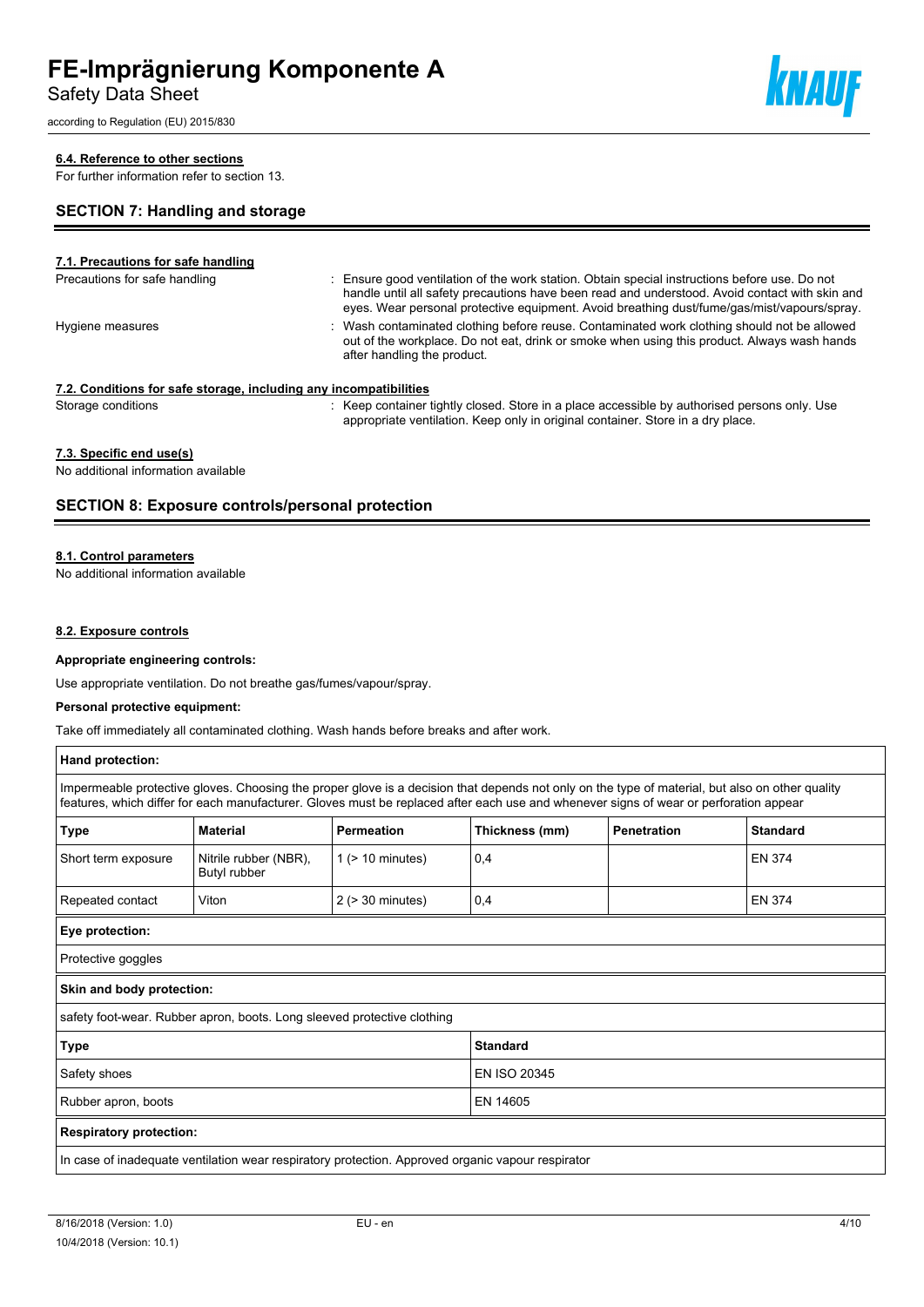#### 6.4. Reference to other sections

For further information refer to section 13.

## SECTION 7: Handling and storage

#### 7.1. Precautions for safe handling

Precautions for safe handling : Ensure good ventilation of the work station. Obtain special instructions before use. Do not handle until all safety precautions have been read and understood. Avoid contact with skin and eyes. Wear personal protective equipment. Avoid breathing dust/fume/gas/mist/vapours/spray.

Hygiene measures : Wash contaminated clothing before reuse. Contaminated work clothing should not be allowed out of the workplace. Do not eat, drink or smoke when using this product. Always wash hands after handling the product.

#### 7.2. Conditions for safe storage, including any incompatibilities

Storage conditions : Keep container tightly closed. Store in a place accessible by authorised persons only. Use appropriate ventilation. Keep only in original container. Store in a dry place.

#### 7.3. Specific end use(s)

No additional information available

## SECTION 8: Exposure controls/personal protection

#### 8.1. Control parameters

No additional information available

#### 8.2. Exposure controls

**Appropriate engineering controls:**

Use appropriate ventilation. Do not breathe gas/fumes/vapour/spray.

**Personal protective equipment:**

Take off immediately all contaminated clothing. Wash hands before breaks and after work.

**Hand protection:**

Impermeable protective gloves. Choosing the proper glove is a decision that depends not only on the type of material, but also on other quality features, which differ for each manufacturer. Gloves must be replaced after each use and whenever signs of wear or perforation appear

| Type | Material | Permeation | Thickness (mm) | Penetration | Standard |
|---|---|---|---|---|---|
| Short term exposure | Nitrile rubber (NBR), Butyl rubber | 1 (> 10 minutes) | 0,4 | | EN 374 |
| Repeated contact | Viton | 2 (> 30 minutes) | 0,4 | | EN 374 |

**Eye protection:**

Protective goggles

**Skin and body protection:**

safety foot-wear. Rubber apron, boots. Long sleeved protective clothing

| Type | Standard |
|---|---|
| Safety shoes | EN ISO 20345 |
| Rubber apron, boots | EN 14605 |

**Respiratory protection:**

In case of inadequate ventilation wear respiratory protection. Approved organic vapour respirator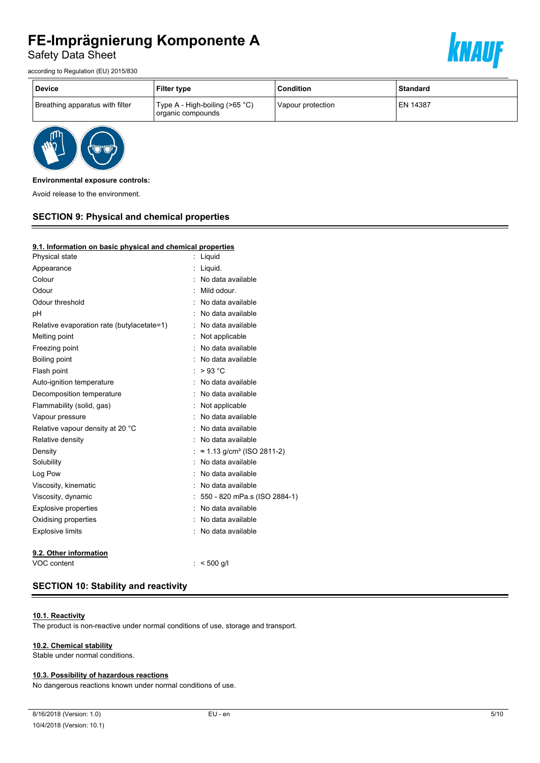| Device | Filter type | Condition | Standard |
|---|---|---|---|
| Breathing apparatus with filter | Type A - High-boiling (>65 °C) organic compounds | Vapour protection | EN 14387 |

**Environmental exposure controls:**

Avoid release to the environment.

## SECTION 9: Physical and chemical properties

### 9.1. Information on basic physical and chemical properties

| | |
|---|---|
| Physical state | : Liquid |
| Appearance | : Liquid. |
| Colour | : No data available |
| Odour | : Mild odour. |
| Odour threshold | : No data available |
| pH | : No data available |
| Relative evaporation rate (butylacetate=1) | : No data available |
| Melting point | : Not applicable |
| Freezing point | : No data available |
| Boiling point | : No data available |
| Flash point | : > 93 °C |
| Auto-ignition temperature | : No data available |
| Decomposition temperature | : No data available |
| Flammability (solid, gas) | : Not applicable |
| Vapour pressure | : No data available |
| Relative vapour density at 20 °C | : No data available |
| Relative density | : No data available |
| Density | : ≈ 1.13 g/cm³ (ISO 2811-2) |
| Solubility | : No data available |
| Log Pow | : No data available |
| Viscosity, kinematic | : No data available |
| Viscosity, dynamic | : 550 - 820 mPa.s (ISO 2884-1) |
| Explosive properties | : No data available |
| Oxidising properties | : No data available |
| Explosive limits | : No data available |

### 9.2. Other information

| | |
|---|---|
| VOC content | : < 500 g/l |

## SECTION 10: Stability and reactivity

### 10.1. Reactivity

The product is non-reactive under normal conditions of use, storage and transport.

### 10.2. Chemical stability

Stable under normal conditions.

### 10.3. Possibility of hazardous reactions

No dangerous reactions known under normal conditions of use.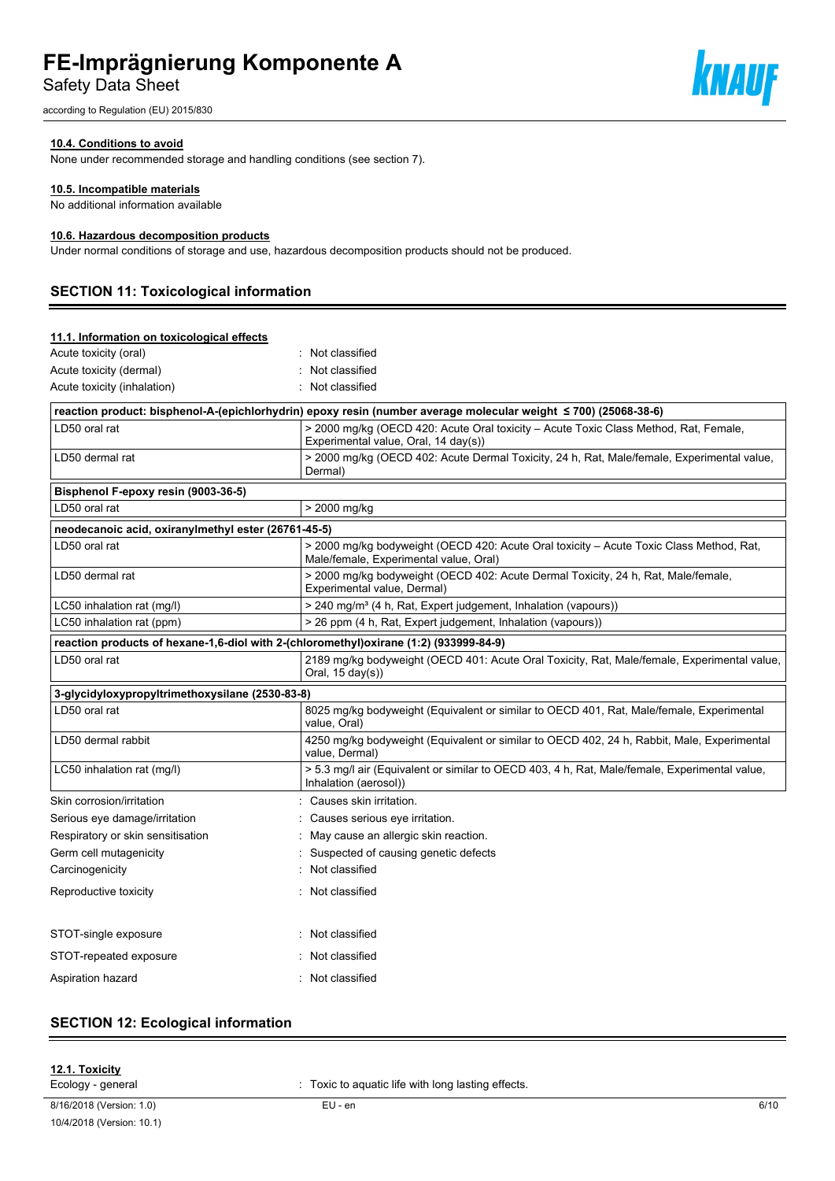#### 10.4. Conditions to avoid

None under recommended storage and handling conditions (see section 7).

#### 10.5. Incompatible materials

No additional information available

#### 10.6. Hazardous decomposition products

Under normal conditions of storage and use, hazardous decomposition products should not be produced.

## SECTION 11: Toxicological information

#### 11.1. Information on toxicological effects

| | |
|---|---|
| Acute toxicity (oral) | : Not classified |
| Acute toxicity (dermal) | : Not classified |
| Acute toxicity (inhalation) | : Not classified |

| **reaction product: bisphenol-A-(epichlorhydrin) epoxy resin (number average molecular weight ≤ 700) (25068-38-6)** | |
|---|---|
| LD50 oral rat | > 2000 mg/kg (OECD 420: Acute Oral toxicity – Acute Toxic Class Method, Rat, Female, Experimental value, Oral, 14 day(s)) |
| LD50 dermal rat | > 2000 mg/kg (OECD 402: Acute Dermal Toxicity, 24 h, Rat, Male/female, Experimental value, Dermal) |
| **Bisphenol F-epoxy resin (9003-36-5)** | |
| LD50 oral rat | > 2000 mg/kg |
| **neodecanoic acid, oxiranylmethyl ester (26761-45-5)** | |
| LD50 oral rat | > 2000 mg/kg bodyweight (OECD 420: Acute Oral toxicity – Acute Toxic Class Method, Rat, Male/female, Experimental value, Oral) |
| LD50 dermal rat | > 2000 mg/kg bodyweight (OECD 402: Acute Dermal Toxicity, 24 h, Rat, Male/female, Experimental value, Dermal) |
| LC50 inhalation rat (mg/l) | > 240 mg/m³ (4 h, Rat, Expert judgement, Inhalation (vapours)) |
| LC50 inhalation rat (ppm) | > 26 ppm (4 h, Rat, Expert judgement, Inhalation (vapours)) |
| **reaction products of hexane-1,6-diol with 2-(chloromethyl)oxirane (1:2) (933999-84-9)** | |
| LD50 oral rat | 2189 mg/kg bodyweight (OECD 401: Acute Oral Toxicity, Rat, Male/female, Experimental value, Oral, 15 day(s)) |
| **3-glycidyloxypropyltrimethoxysilane (2530-83-8)** | |
| LD50 oral rat | 8025 mg/kg bodyweight (Equivalent or similar to OECD 401, Rat, Male/female, Experimental value, Oral) |
| LD50 dermal rabbit | 4250 mg/kg bodyweight (Equivalent or similar to OECD 402, 24 h, Rabbit, Male, Experimental value, Dermal) |
| LC50 inhalation rat (mg/l) | > 5.3 mg/l air (Equivalent or similar to OECD 403, 4 h, Rat, Male/female, Experimental value, Inhalation (aerosol)) |

| | |
|---|---|
| Skin corrosion/irritation | : Causes skin irritation. |
| Serious eye damage/irritation | : Causes serious eye irritation. |
| Respiratory or skin sensitisation | : May cause an allergic skin reaction. |
| Germ cell mutagenicity | : Suspected of causing genetic defects |
| Carcinogenicity | : Not classified |
| Reproductive toxicity | : Not classified |
| STOT-single exposure | : Not classified |
| STOT-repeated exposure | : Not classified |
| Aspiration hazard | : Not classified |

## SECTION 12: Ecological information

#### 12.1. Toxicity

| | |
|---|---|
| Ecology - general | : Toxic to aquatic life with long lasting effects. |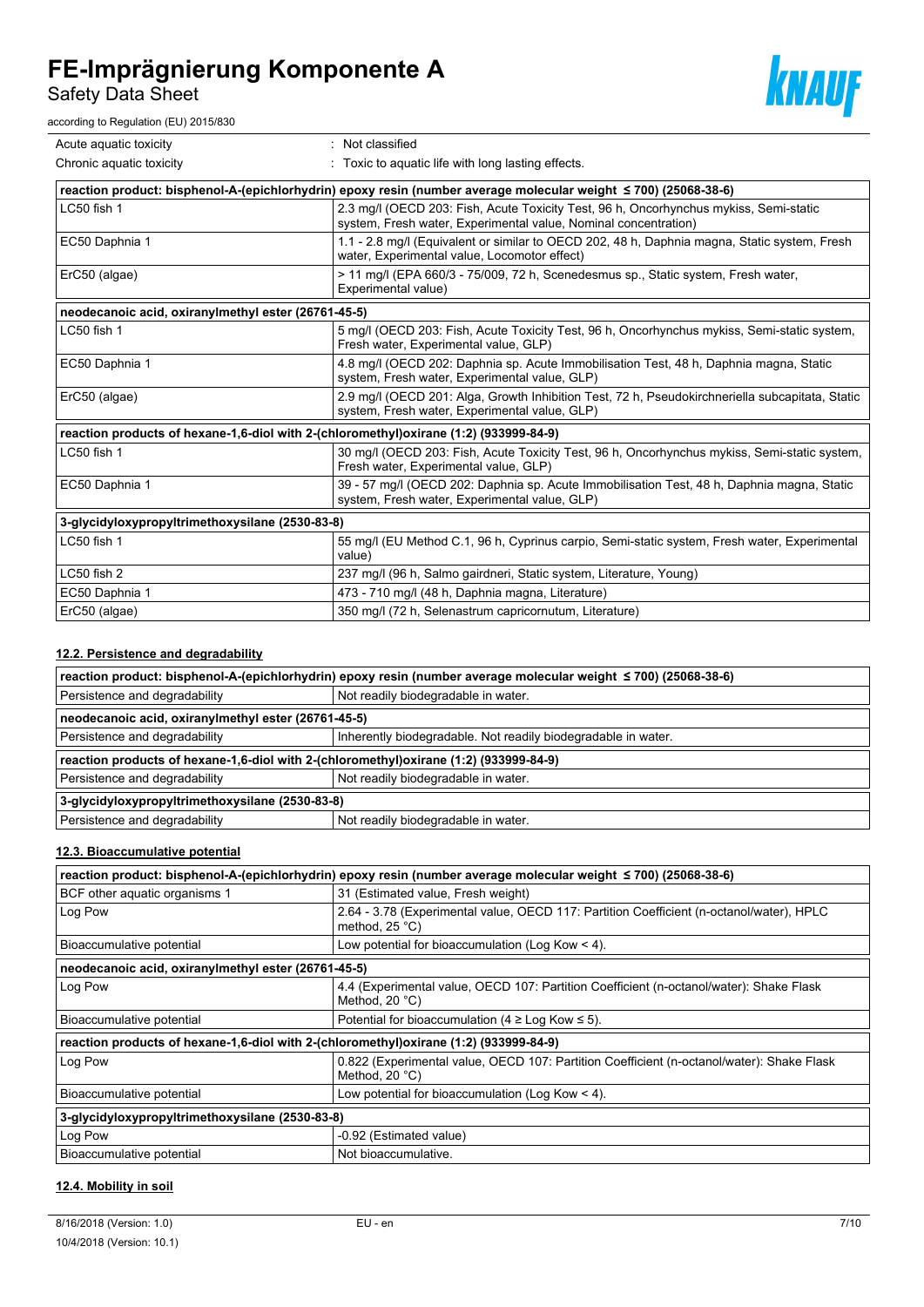| | |
|---|---|
| Acute aquatic toxicity | : Not classified |
| Chronic aquatic toxicity | : Toxic to aquatic life with long lasting effects. |

| reaction product: bisphenol-A-(epichlorhydrin) epoxy resin (number average molecular weight ≤ 700) (25068-38-6) | |
|---|---|
| LC50 fish 1 | 2.3 mg/l (OECD 203: Fish, Acute Toxicity Test, 96 h, Oncorhynchus mykiss, Semi-static system, Fresh water, Experimental value, Nominal concentration) |
| EC50 Daphnia 1 | 1.1 - 2.8 mg/l (Equivalent or similar to OECD 202, 48 h, Daphnia magna, Static system, Fresh water, Experimental value, Locomotor effect) |
| ErC50 (algae) | > 11 mg/l (EPA 660/3 - 75/009, 72 h, Scenedesmus sp., Static system, Fresh water, Experimental value) |

| neodecanoic acid, oxiranylmethyl ester (26761-45-5) | |
|---|---|
| LC50 fish 1 | 5 mg/l (OECD 203: Fish, Acute Toxicity Test, 96 h, Oncorhynchus mykiss, Semi-static system, Fresh water, Experimental value, GLP) |
| EC50 Daphnia 1 | 4.8 mg/l (OECD 202: Daphnia sp. Acute Immobilisation Test, 48 h, Daphnia magna, Static system, Fresh water, Experimental value, GLP) |
| ErC50 (algae) | 2.9 mg/l (OECD 201: Alga, Growth Inhibition Test, 72 h, Pseudokirchneriella subcapitata, Static system, Fresh water, Experimental value, GLP) |

| reaction products of hexane-1,6-diol with 2-(chloromethyl)oxirane (1:2) (933999-84-9) | |
|---|---|
| LC50 fish 1 | 30 mg/l (OECD 203: Fish, Acute Toxicity Test, 96 h, Oncorhynchus mykiss, Semi-static system, Fresh water, Experimental value, GLP) |
| EC50 Daphnia 1 | 39 - 57 mg/l (OECD 202: Daphnia sp. Acute Immobilisation Test, 48 h, Daphnia magna, Static system, Fresh water, Experimental value, GLP) |

| 3-glycidyloxypropyltrimethoxysilane (2530-83-8) | |
|---|---|
| LC50 fish 1 | 55 mg/l (EU Method C.1, 96 h, Cyprinus carpio, Semi-static system, Fresh water, Experimental value) |
| LC50 fish 2 | 237 mg/l (96 h, Salmo gairdneri, Static system, Literature, Young) |
| EC50 Daphnia 1 | 473 - 710 mg/l (48 h, Daphnia magna, Literature) |
| ErC50 (algae) | 350 mg/l (72 h, Selenastrum capricornutum, Literature) |

### 12.2. Persistence and degradability

| reaction product: bisphenol-A-(epichlorhydrin) epoxy resin (number average molecular weight ≤ 700) (25068-38-6) | |
|---|---|
| Persistence and degradability | Not readily biodegradable in water. |

| neodecanoic acid, oxiranylmethyl ester (26761-45-5) | |
|---|---|
| Persistence and degradability | Inherently biodegradable. Not readily biodegradable in water. |

| reaction products of hexane-1,6-diol with 2-(chloromethyl)oxirane (1:2) (933999-84-9) | |
|---|---|
| Persistence and degradability | Not readily biodegradable in water. |

| 3-glycidyloxypropyltrimethoxysilane (2530-83-8) | |
|---|---|
| Persistence and degradability | Not readily biodegradable in water. |

### 12.3. Bioaccumulative potential

| reaction product: bisphenol-A-(epichlorhydrin) epoxy resin (number average molecular weight ≤ 700) (25068-38-6) | |
|---|---|
| BCF other aquatic organisms 1 | 31 (Estimated value, Fresh weight) |
| Log Pow | 2.64 - 3.78 (Experimental value, OECD 117: Partition Coefficient (n-octanol/water), HPLC method, 25 °C) |
| Bioaccumulative potential | Low potential for bioaccumulation (Log Kow < 4). |

| neodecanoic acid, oxiranylmethyl ester (26761-45-5) | |
|---|---|
| Log Pow | 4.4 (Experimental value, OECD 107: Partition Coefficient (n-octanol/water): Shake Flask Method, 20 °C) |
| Bioaccumulative potential | Potential for bioaccumulation (4 ≥ Log Kow ≤ 5). |

| reaction products of hexane-1,6-diol with 2-(chloromethyl)oxirane (1:2) (933999-84-9) | |
|---|---|
| Log Pow | 0.822 (Experimental value, OECD 107: Partition Coefficient (n-octanol/water): Shake Flask Method, 20 °C) |
| Bioaccumulative potential | Low potential for bioaccumulation (Log Kow < 4). |

| 3-glycidyloxypropyltrimethoxysilane (2530-83-8) | |
|---|---|
| Log Pow | -0.92 (Estimated value) |
| Bioaccumulative potential | Not bioaccumulative. |

### 12.4. Mobility in soil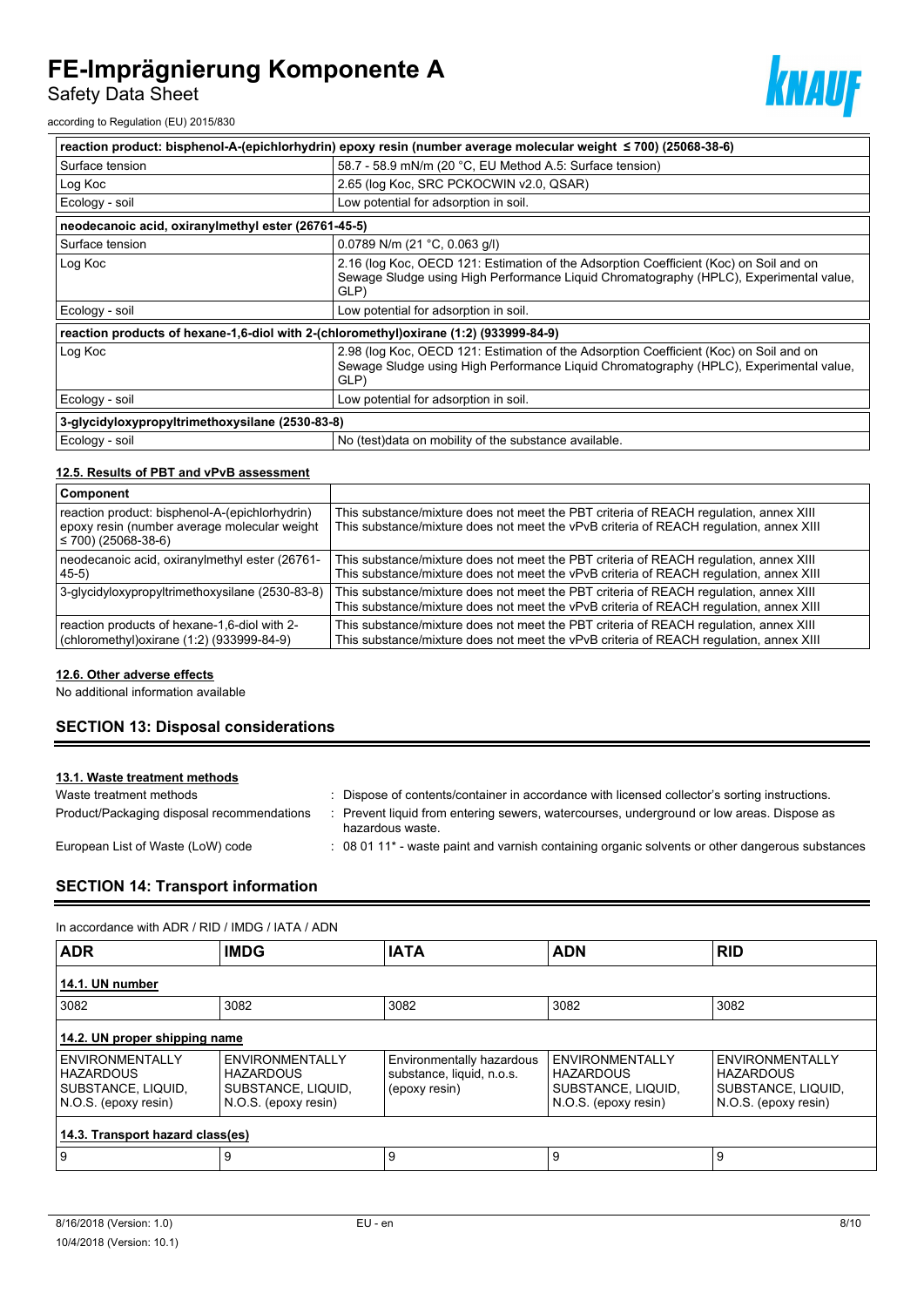| reaction product: bisphenol-A-(epichlorhydrin) epoxy resin (number average molecular weight ≤ 700) (25068-38-6) | |
|---|---|
| Surface tension | 58.7 - 58.9 mN/m (20 °C, EU Method A.5: Surface tension) |
| Log Koc | 2.65 (log Koc, SRC PCKOCWIN v2.0, QSAR) |
| Ecology - soil | Low potential for adsorption in soil. |

| neodecanoic acid, oxiranylmethyl ester (26761-45-5) | |
|---|---|
| Surface tension | 0.0789 N/m (21 °C, 0.063 g/l) |
| Log Koc | 2.16 (log Koc, OECD 121: Estimation of the Adsorption Coefficient (Koc) on Soil and on Sewage Sludge using High Performance Liquid Chromatography (HPLC), Experimental value, GLP) |
| Ecology - soil | Low potential for adsorption in soil. |

| reaction products of hexane-1,6-diol with 2-(chloromethyl)oxirane (1:2) (933999-84-9) | |
|---|---|
| Log Koc | 2.98 (log Koc, OECD 121: Estimation of the Adsorption Coefficient (Koc) on Soil and on Sewage Sludge using High Performance Liquid Chromatography (HPLC), Experimental value, GLP) |
| Ecology - soil | Low potential for adsorption in soil. |

| 3-glycidyloxypropyltrimethoxysilane (2530-83-8) | |
|---|---|
| Ecology - soil | No (test)data on mobility of the substance available. |

### 12.5. Results of PBT and vPvB assessment

| Component | |
|---|---|
| reaction product: bisphenol-A-(epichlorhydrin) epoxy resin (number average molecular weight ≤ 700) (25068-38-6) | This substance/mixture does not meet the PBT criteria of REACH regulation, annex XIII<br>This substance/mixture does not meet the vPvB criteria of REACH regulation, annex XIII |
| neodecanoic acid, oxiranylmethyl ester (26761-45-5) | This substance/mixture does not meet the PBT criteria of REACH regulation, annex XIII<br>This substance/mixture does not meet the vPvB criteria of REACH regulation, annex XIII |
| 3-glycidyloxypropyltrimethoxysilane (2530-83-8) | This substance/mixture does not meet the PBT criteria of REACH regulation, annex XIII<br>This substance/mixture does not meet the vPvB criteria of REACH regulation, annex XIII |
| reaction products of hexane-1,6-diol with 2-(chloromethyl)oxirane (1:2) (933999-84-9) | This substance/mixture does not meet the PBT criteria of REACH regulation, annex XIII<br>This substance/mixture does not meet the vPvB criteria of REACH regulation, annex XIII |

### 12.6. Other adverse effects

No additional information available

## SECTION 13: Disposal considerations

### 13.1. Waste treatment methods

Waste treatment methods : Dispose of contents/container in accordance with licensed collector's sorting instructions.

Product/Packaging disposal recommendations : Prevent liquid from entering sewers, watercourses, underground or low areas. Dispose as hazardous waste.

European List of Waste (LoW) code : 08 01 11* - waste paint and varnish containing organic solvents or other dangerous substances

## SECTION 14: Transport information

In accordance with ADR / RID / IMDG / IATA / ADN

| ADR | IMDG | IATA | ADN | RID |
|---|---|---|---|---|
| **14.1. UN number** | | | | |
| 3082 | 3082 | 3082 | 3082 | 3082 |
| **14.2. UN proper shipping name** | | | | |
| ENVIRONMENTALLY HAZARDOUS SUBSTANCE, LIQUID, N.O.S. (epoxy resin) | ENVIRONMENTALLY HAZARDOUS SUBSTANCE, LIQUID, N.O.S. (epoxy resin) | Environmentally hazardous substance, liquid, n.o.s. (epoxy resin) | ENVIRONMENTALLY HAZARDOUS SUBSTANCE, LIQUID, N.O.S. (epoxy resin) | ENVIRONMENTALLY HAZARDOUS SUBSTANCE, LIQUID, N.O.S. (epoxy resin) |
| **14.3. Transport hazard class(es)** | | | | |
| 9 | 9 | 9 | 9 | 9 |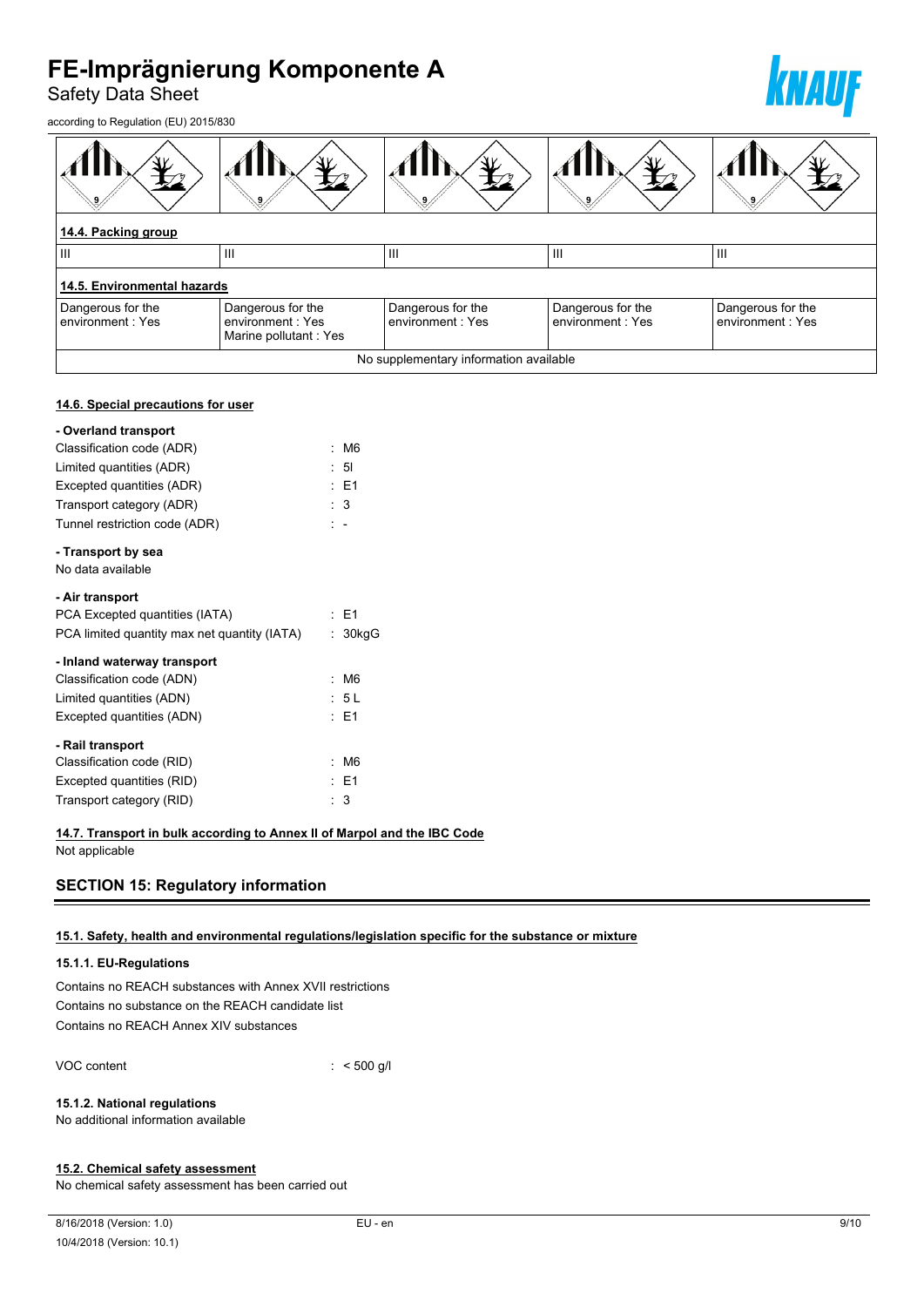| | | | | |
|---|---|---|---|---|
| **14.4. Packing group** | | | | |
| III | III | III | III | III |
| **14.5. Environmental hazards** | | | | |
| Dangerous for the environment : Yes | Dangerous for the environment : Yes<br>Marine pollutant : Yes | Dangerous for the environment : Yes | Dangerous for the environment : Yes | Dangerous for the environment : Yes |
| No supplementary information available | | | | |

### 14.6. Special precautions for user

**- Overland transport**

Classification code (ADR) : M6
Limited quantities (ADR) : 5l
Excepted quantities (ADR) : E1
Transport category (ADR) : 3
Tunnel restriction code (ADR) : -

**- Transport by sea**

No data available

**- Air transport**

PCA Excepted quantities (IATA) : E1
PCA limited quantity max net quantity (IATA) : 30kgG

**- Inland waterway transport**

Classification code (ADN) : M6
Limited quantities (ADN) : 5 L
Excepted quantities (ADN) : E1

**- Rail transport**

Classification code (RID) : M6
Excepted quantities (RID) : E1
Transport category (RID) : 3

### 14.7. Transport in bulk according to Annex II of Marpol and the IBC Code

Not applicable

## SECTION 15: Regulatory information

### 15.1. Safety, health and environmental regulations/legislation specific for the substance or mixture

#### 15.1.1. EU-Regulations

Contains no REACH substances with Annex XVII restrictions
Contains no substance on the REACH candidate list
Contains no REACH Annex XIV substances

VOC content : < 500 g/l

#### 15.1.2. National regulations

No additional information available

### 15.2. Chemical safety assessment

No chemical safety assessment has been carried out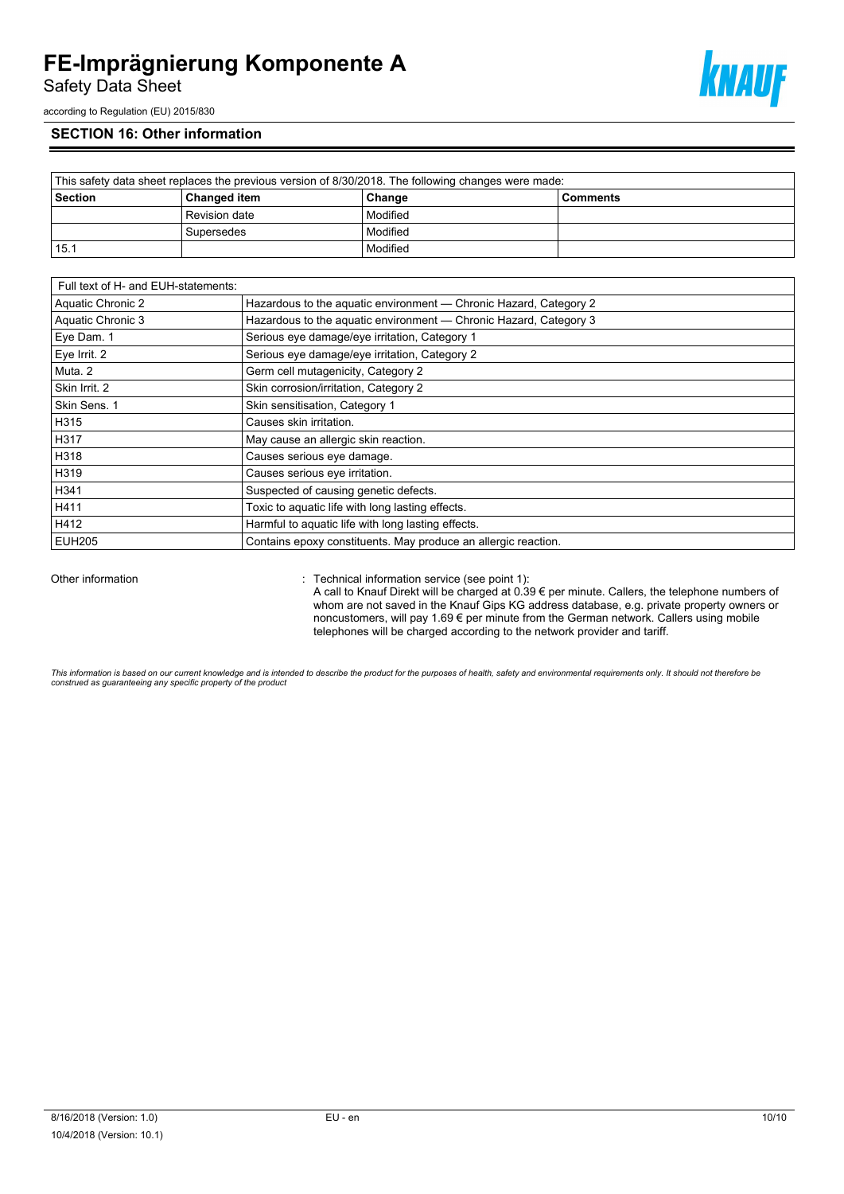## SECTION 16: Other information

| This safety data sheet replaces the previous version of 8/30/2018. The following changes were made: | | | |
|---|---|---|---|
| **Section** | **Changed item** | **Change** | **Comments** |
| | Revision date | Modified | |
| | Supersedes | Modified | |
| 15.1 | | Modified | |

| Full text of H- and EUH-statements: | |
|---|---|
| Aquatic Chronic 2 | Hazardous to the aquatic environment — Chronic Hazard, Category 2 |
| Aquatic Chronic 3 | Hazardous to the aquatic environment — Chronic Hazard, Category 3 |
| Eye Dam. 1 | Serious eye damage/eye irritation, Category 1 |
| Eye Irrit. 2 | Serious eye damage/eye irritation, Category 2 |
| Muta. 2 | Germ cell mutagenicity, Category 2 |
| Skin Irrit. 2 | Skin corrosion/irritation, Category 2 |
| Skin Sens. 1 | Skin sensitisation, Category 1 |
| H315 | Causes skin irritation. |
| H317 | May cause an allergic skin reaction. |
| H318 | Causes serious eye damage. |
| H319 | Causes serious eye irritation. |
| H341 | Suspected of causing genetic defects. |
| H411 | Toxic to aquatic life with long lasting effects. |
| H412 | Harmful to aquatic life with long lasting effects. |
| EUH205 | Contains epoxy constituents. May produce an allergic reaction. |

Other information : Technical information service (see point 1):
A call to Knauf Direkt will be charged at 0.39 € per minute. Callers, the telephone numbers of whom are not saved in the Knauf Gips KG address database, e.g. private property owners or noncustomers, will pay 1.69 € per minute from the German network. Callers using mobile telephones will be charged according to the network provider and tariff.

*This information is based on our current knowledge and is intended to describe the product for the purposes of health, safety and environmental requirements only. It should not therefore be construed as guaranteeing any specific property of the product*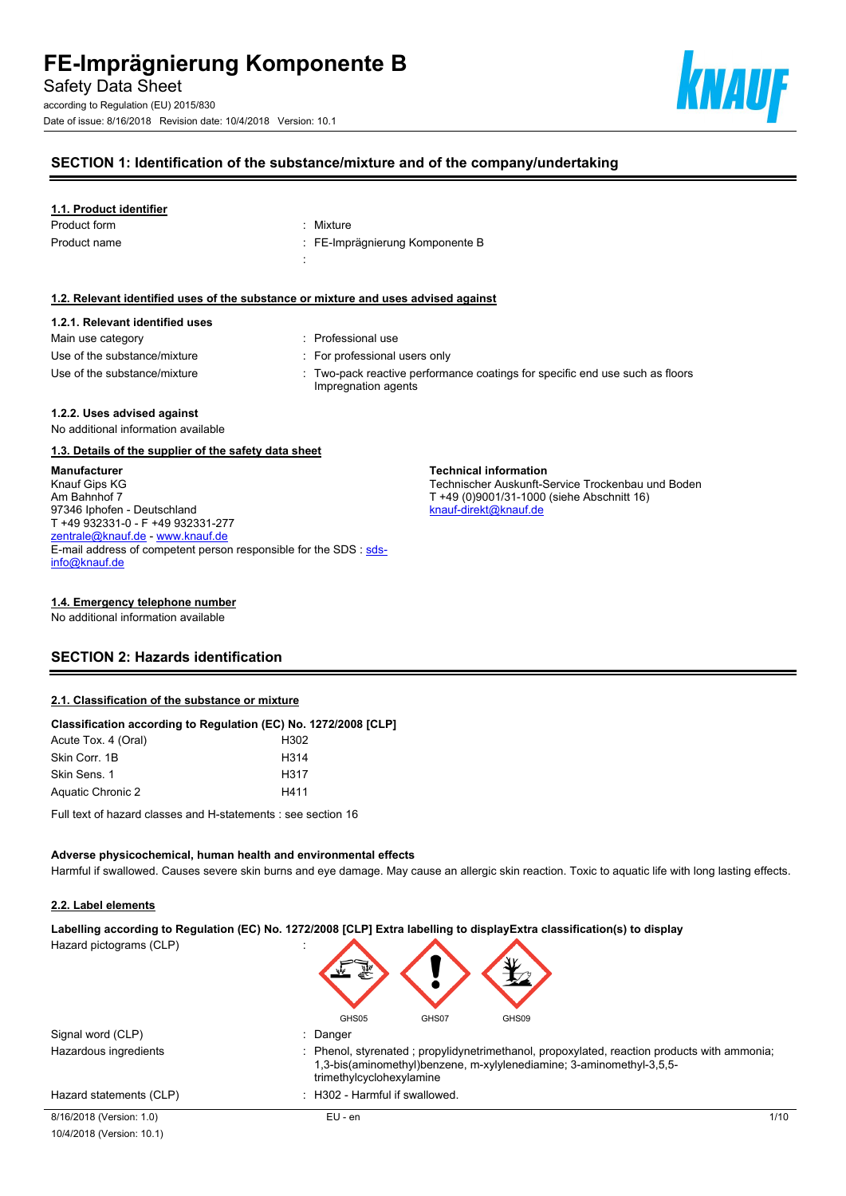# FE-Imprägnierung Komponente B

Safety Data Sheet

according to Regulation (EU) 2015/830

Date of issue: 8/16/2018 Revision date: 10/4/2018 Version: 10.1

## SECTION 1: Identification of the substance/mixture and of the company/undertaking

### 1.1. Product identifier

| | |
|---|---|
| Product form | : Mixture |
| Product name | : FE-Imprägnierung Komponente B |
| | : |

### 1.2. Relevant identified uses of the substance or mixture and uses advised against

#### 1.2.1. Relevant identified uses

| | |
|---|---|
| Main use category | : Professional use |
| Use of the substance/mixture | : For professional users only |
| Use of the substance/mixture | : Two-pack reactive performance coatings for specific end use such as floors Impregnation agents |

#### 1.2.2. Uses advised against

No additional information available

### 1.3. Details of the supplier of the safety data sheet

**Manufacturer**
Knauf Gips KG
Am Bahnhof 7
97346 Iphofen - Deutschland
T +49 932331-0 - F +49 932331-277
zentrale@knauf.de - www.knauf.de
E-mail address of competent person responsible for the SDS : sds-info@knauf.de

**Technical information**
Technischer Auskunft-Service Trockenbau und Boden
T +49 (0)9001/31-1000 (siehe Abschnitt 16)
knauf-direkt@knauf.de

### 1.4. Emergency telephone number

No additional information available

## SECTION 2: Hazards identification

### 2.1. Classification of the substance or mixture

**Classification according to Regulation (EC) No. 1272/2008 [CLP]**

| | |
|---|---|
| Acute Tox. 4 (Oral) | H302 |
| Skin Corr. 1B | H314 |
| Skin Sens. 1 | H317 |
| Aquatic Chronic 2 | H411 |

Full text of hazard classes and H-statements : see section 16

**Adverse physicochemical, human health and environmental effects**

Harmful if swallowed. Causes severe skin burns and eye damage. May cause an allergic skin reaction. Toxic to aquatic life with long lasting effects.

### 2.2. Label elements

**Labelling according to Regulation (EC) No. 1272/2008 [CLP] Extra labelling to displayExtra classification(s) to display**

| | |
|---|---|
| Hazard pictograms (CLP) | : GHS05 GHS07 GHS09 |
| Signal word (CLP) | : Danger |
| Hazardous ingredients | : Phenol, styrenated ; propylidynetrimethanol, propoxylated, reaction products with ammonia; 1,3-bis(aminomethyl)benzene, m-xylylenediamine; 3-aminomethyl-3,5,5-trimethylcyclohexylamine |
| Hazard statements (CLP) | : H302 - Harmful if swallowed. |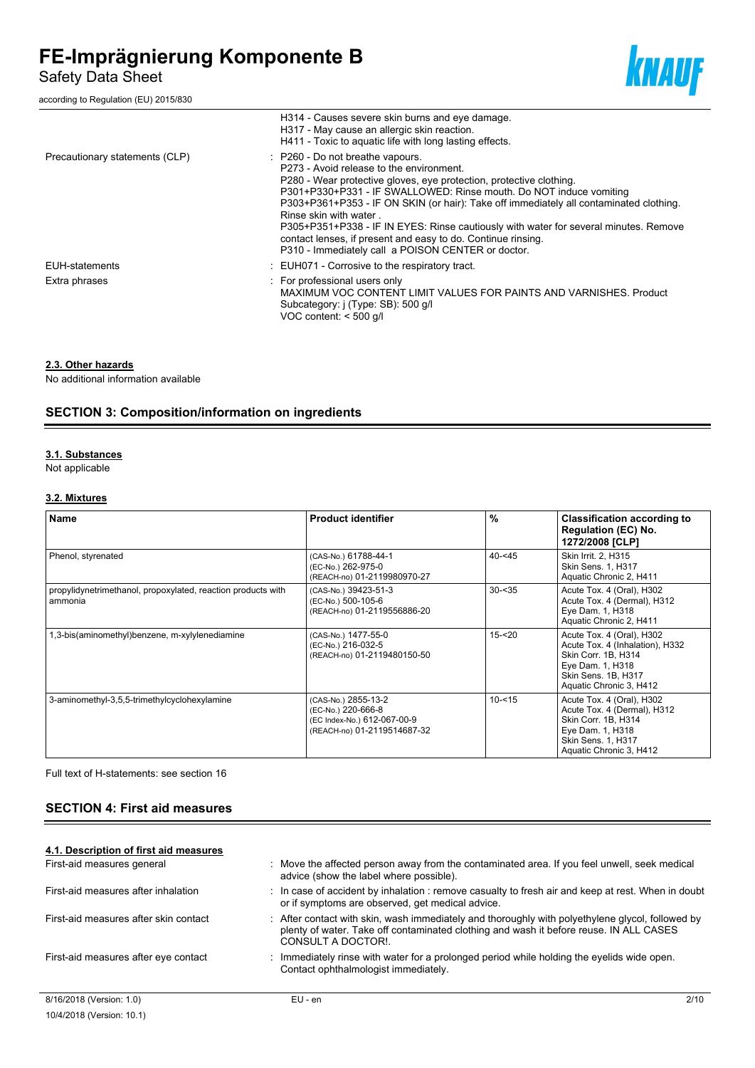| | |
|---|---|
| | H314 - Causes severe skin burns and eye damage.<br>H317 - May cause an allergic skin reaction.<br>H411 - Toxic to aquatic life with long lasting effects. |
| Precautionary statements (CLP) | : P260 - Do not breathe vapours.<br>P273 - Avoid release to the environment.<br>P280 - Wear protective gloves, eye protection, protective clothing.<br>P301+P330+P331 - IF SWALLOWED: Rinse mouth. Do NOT induce vomiting<br>P303+P361+P353 - IF ON SKIN (or hair): Take off immediately all contaminated clothing. Rinse skin with water .<br>P305+P351+P338 - IF IN EYES: Rinse cautiously with water for several minutes. Remove contact lenses, if present and easy to do. Continue rinsing.<br>P310 - Immediately call a POISON CENTER or doctor. |
| EUH-statements | : EUH071 - Corrosive to the respiratory tract. |
| Extra phrases | : For professional users only<br>MAXIMUM VOC CONTENT LIMIT VALUES FOR PAINTS AND VARNISHES. Product Subcategory: j (Type: SB): 500 g/l<br>VOC content: < 500 g/l |

#### 2.3. Other hazards

No additional information available

## SECTION 3: Composition/information on ingredients

#### 3.1. Substances

Not applicable

#### 3.2. Mixtures

| Name | Product identifier | % | Classification according to Regulation (EC) No. 1272/2008 [CLP] |
|---|---|---|---|
| Phenol, styrenated | (CAS-No.) 61788-44-1<br>(EC-No.) 262-975-0<br>(REACH-no) 01-2119980970-27 | 40-<45 | Skin Irrit. 2, H315<br>Skin Sens. 1, H317<br>Aquatic Chronic 2, H411 |
| propylidynetrimethanol, propoxylated, reaction products with ammonia | (CAS-No.) 39423-51-3<br>(EC-No.) 500-105-6<br>(REACH-no) 01-2119556886-20 | 30-<35 | Acute Tox. 4 (Oral), H302<br>Acute Tox. 4 (Dermal), H312<br>Eye Dam. 1, H318<br>Aquatic Chronic 2, H411 |
| 1,3-bis(aminomethyl)benzene, m-xylylenediamine | (CAS-No.) 1477-55-0<br>(EC-No.) 216-032-5<br>(REACH-no) 01-2119480150-50 | 15-<20 | Acute Tox. 4 (Oral), H302<br>Acute Tox. 4 (Inhalation), H332<br>Skin Corr. 1B, H314<br>Eye Dam. 1, H318<br>Skin Sens. 1B, H317<br>Aquatic Chronic 3, H412 |
| 3-aminomethyl-3,5,5-trimethylcyclohexylamine | (CAS-No.) 2855-13-2<br>(EC-No.) 220-666-8<br>(EC Index-No.) 612-067-00-9<br>(REACH-no) 01-2119514687-32 | 10-<15 | Acute Tox. 4 (Oral), H302<br>Acute Tox. 4 (Dermal), H312<br>Skin Corr. 1B, H314<br>Eye Dam. 1, H318<br>Skin Sens. 1, H317<br>Aquatic Chronic 3, H412 |

Full text of H-statements: see section 16

## SECTION 4: First aid measures

#### 4.1. Description of first aid measures

| | |
|---|---|
| First-aid measures general | : Move the affected person away from the contaminated area. If you feel unwell, seek medical advice (show the label where possible). |
| First-aid measures after inhalation | : In case of accident by inhalation : remove casualty to fresh air and keep at rest. When in doubt or if symptoms are observed, get medical advice. |
| First-aid measures after skin contact | : After contact with skin, wash immediately and thoroughly with polyethylene glycol, followed by plenty of water. Take off contaminated clothing and wash it before reuse. IN ALL CASES CONSULT A DOCTOR!. |
| First-aid measures after eye contact | : Immediately rinse with water for a prolonged period while holding the eyelids wide open. Contact ophthalmologist immediately. |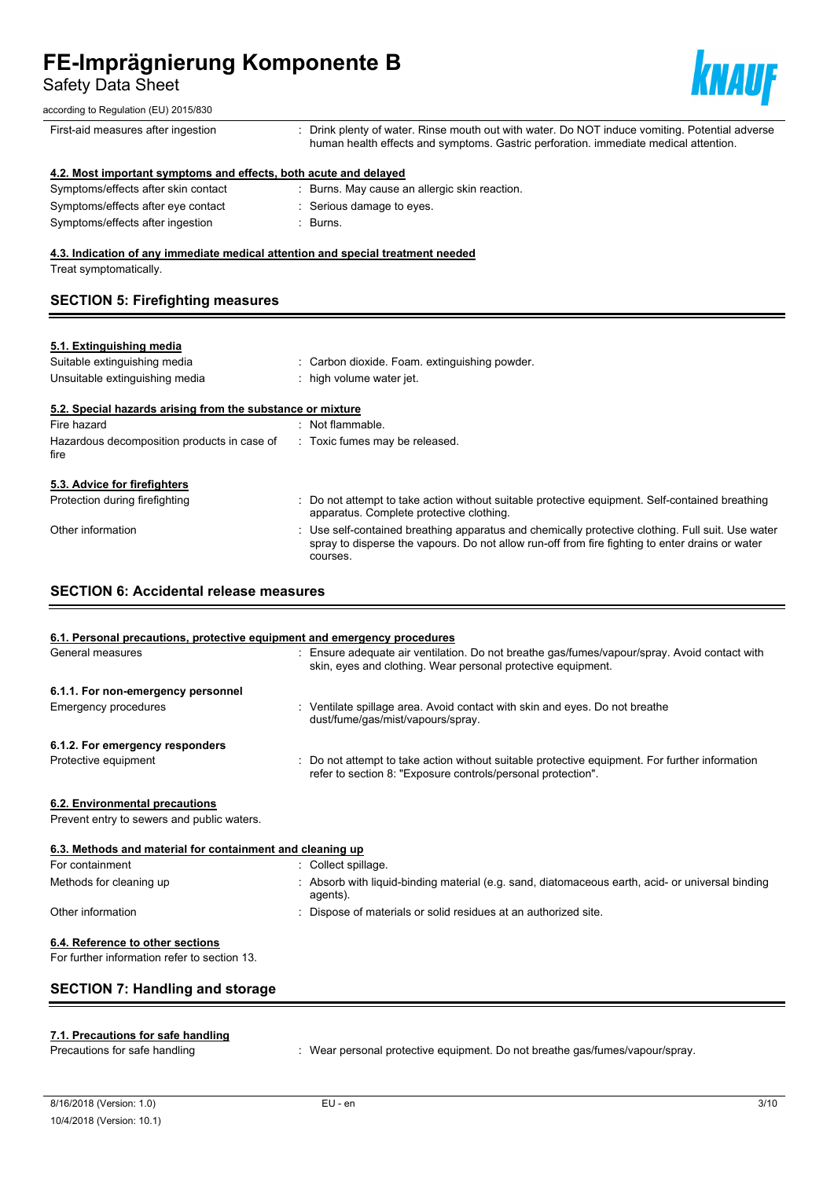| | |
|---|---|
| First-aid measures after ingestion | : Drink plenty of water. Rinse mouth out with water. Do NOT induce vomiting. Potential adverse human health effects and symptoms. Gastric perforation. immediate medical attention. |

**4.2. Most important symptoms and effects, both acute and delayed**

| | |
|---|---|
| Symptoms/effects after skin contact | : Burns. May cause an allergic skin reaction. |
| Symptoms/effects after eye contact | : Serious damage to eyes. |
| Symptoms/effects after ingestion | : Burns. |

**4.3. Indication of any immediate medical attention and special treatment needed**

Treat symptomatically.

## SECTION 5: Firefighting measures

**5.1. Extinguishing media**

| | |
|---|---|
| Suitable extinguishing media | : Carbon dioxide. Foam. extinguishing powder. |
| Unsuitable extinguishing media | : high volume water jet. |

**5.2. Special hazards arising from the substance or mixture**

| | |
|---|---|
| Fire hazard | : Not flammable. |
| Hazardous decomposition products in case of fire | : Toxic fumes may be released. |

**5.3. Advice for firefighters**

| | |
|---|---|
| Protection during firefighting | : Do not attempt to take action without suitable protective equipment. Self-contained breathing apparatus. Complete protective clothing. |
| Other information | : Use self-contained breathing apparatus and chemically protective clothing. Full suit. Use water spray to disperse the vapours. Do not allow run-off from fire fighting to enter drains or water courses. |

## SECTION 6: Accidental release measures

**6.1. Personal precautions, protective equipment and emergency procedures**

| | |
|---|---|
| General measures | : Ensure adequate air ventilation. Do not breathe gas/fumes/vapour/spray. Avoid contact with skin, eyes and clothing. Wear personal protective equipment. |

**6.1.1. For non-emergency personnel**

| | |
|---|---|
| Emergency procedures | : Ventilate spillage area. Avoid contact with skin and eyes. Do not breathe dust/fume/gas/mist/vapours/spray. |

**6.1.2. For emergency responders**

| | |
|---|---|
| Protective equipment | : Do not attempt to take action without suitable protective equipment. For further information refer to section 8: "Exposure controls/personal protection". |

**6.2. Environmental precautions**

Prevent entry to sewers and public waters.

**6.3. Methods and material for containment and cleaning up**

| | |
|---|---|
| For containment | : Collect spillage. |
| Methods for cleaning up | : Absorb with liquid-binding material (e.g. sand, diatomaceous earth, acid- or universal binding agents). |
| Other information | : Dispose of materials or solid residues at an authorized site. |

**6.4. Reference to other sections**

For further information refer to section 13.

## SECTION 7: Handling and storage

**7.1. Precautions for safe handling**

| | |
|---|---|
| Precautions for safe handling | : Wear personal protective equipment. Do not breathe gas/fumes/vapour/spray. |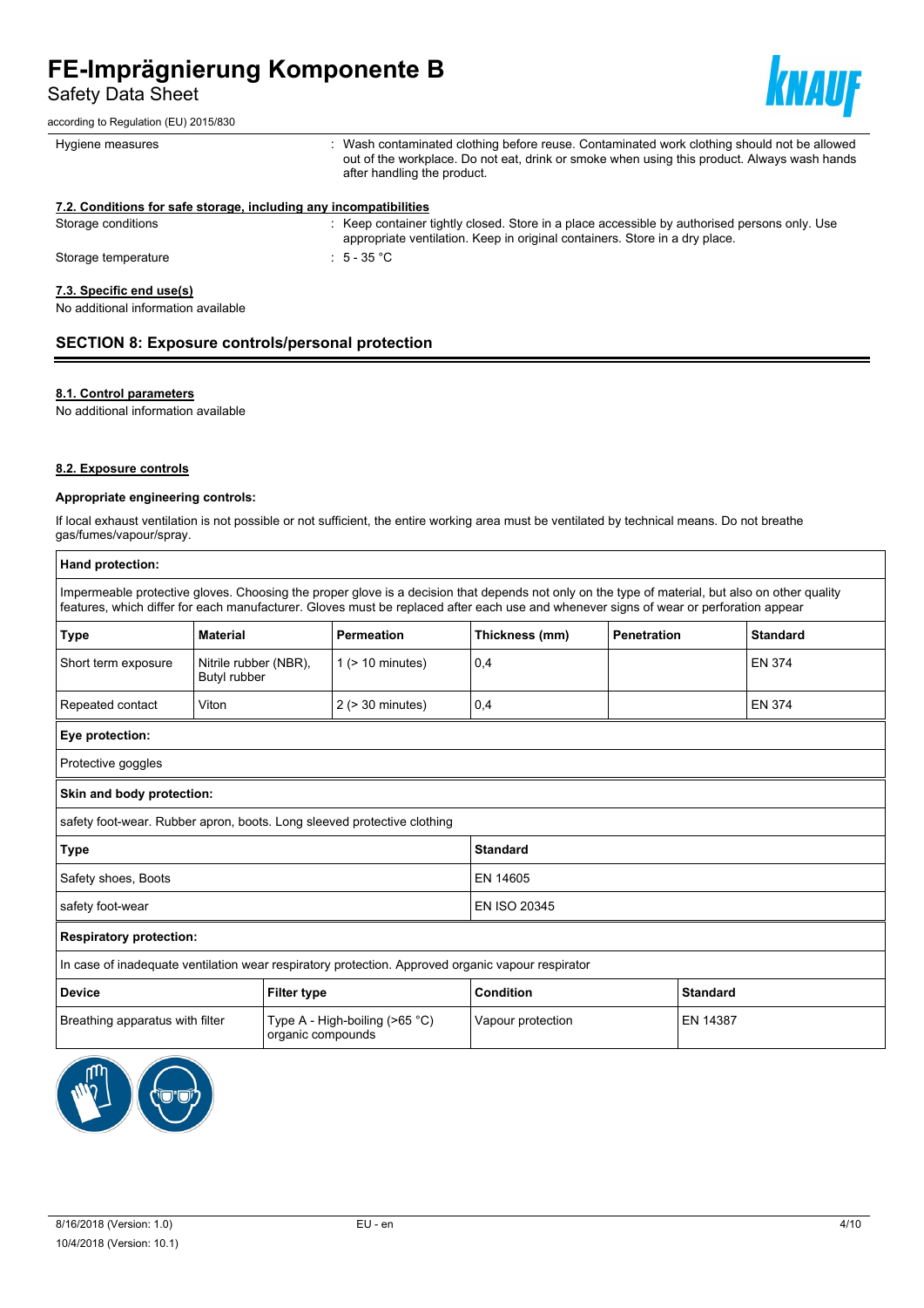| | |
|---|---|
| Hygiene measures | : Wash contaminated clothing before reuse. Contaminated work clothing should not be allowed out of the workplace. Do not eat, drink or smoke when using this product. Always wash hands after handling the product. |

#### 7.2. Conditions for safe storage, including any incompatibilities

| | |
|---|---|
| Storage conditions | : Keep container tightly closed. Store in a place accessible by authorised persons only. Use appropriate ventilation. Keep in original containers. Store in a dry place. |
| Storage temperature | : 5 - 35 °C |

#### 7.3. Specific end use(s)

No additional information available

## SECTION 8: Exposure controls/personal protection

#### 8.1. Control parameters

No additional information available

#### 8.2. Exposure controls

**Appropriate engineering controls:**

If local exhaust ventilation is not possible or not sufficient, the entire working area must be ventilated by technical means. Do not breathe gas/fumes/vapour/spray.

**Hand protection:**

Impermeable protective gloves. Choosing the proper glove is a decision that depends not only on the type of material, but also on other quality features, which differ for each manufacturer. Gloves must be replaced after each use and whenever signs of wear or perforation appear

| Type | Material | Permeation | Thickness (mm) | Penetration | Standard |
|---|---|---|---|---|---|
| Short term exposure | Nitrile rubber (NBR), Butyl rubber | 1 (> 10 minutes) | 0,4 | | EN 374 |
| Repeated contact | Viton | 2 (> 30 minutes) | 0,4 | | EN 374 |

**Eye protection:**

Protective goggles

**Skin and body protection:**

safety foot-wear. Rubber apron, boots. Long sleeved protective clothing

| Type | Standard |
|---|---|
| Safety shoes, Boots | EN 14605 |
| safety foot-wear | EN ISO 20345 |

**Respiratory protection:**

In case of inadequate ventilation wear respiratory protection. Approved organic vapour respirator

| Device | Filter type | Condition | Standard |
|---|---|---|---|
| Breathing apparatus with filter | Type A - High-boiling (>65 °C) organic compounds | Vapour protection | EN 14387 |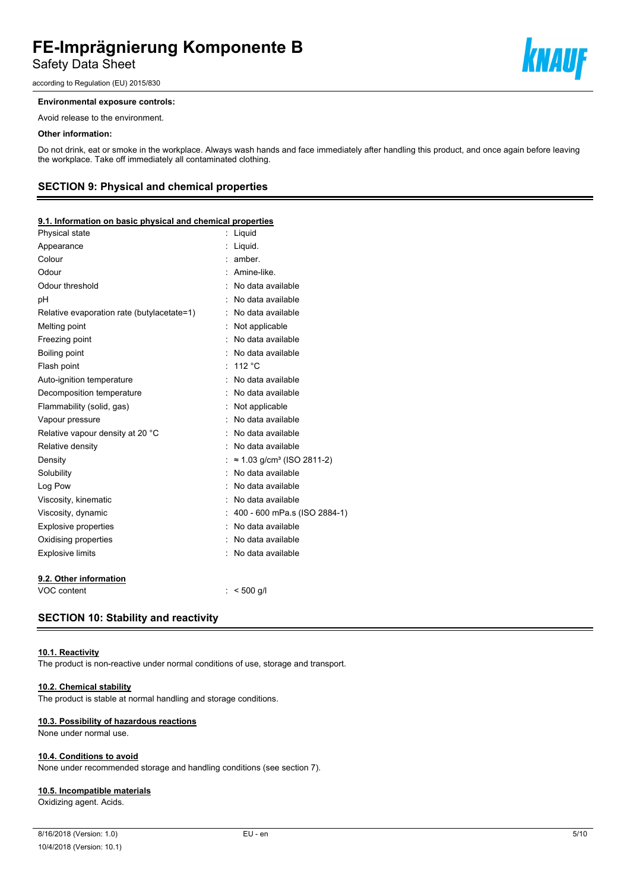**Environmental exposure controls:**

Avoid release to the environment.

**Other information:**

Do not drink, eat or smoke in the workplace. Always wash hands and face immediately after handling this product, and once again before leaving the workplace. Take off immediately all contaminated clothing.

## SECTION 9: Physical and chemical properties

### 9.1. Information on basic physical and chemical properties

| Property | Value |
|---|---|
| Physical state | Liquid |
| Appearance | Liquid. |
| Colour | amber. |
| Odour | Amine-like. |
| Odour threshold | No data available |
| pH | No data available |
| Relative evaporation rate (butylacetate=1) | No data available |
| Melting point | Not applicable |
| Freezing point | No data available |
| Boiling point | No data available |
| Flash point | 112 °C |
| Auto-ignition temperature | No data available |
| Decomposition temperature | No data available |
| Flammability (solid, gas) | Not applicable |
| Vapour pressure | No data available |
| Relative vapour density at 20 °C | No data available |
| Relative density | No data available |
| Density | ≈ 1.03 g/cm³ (ISO 2811-2) |
| Solubility | No data available |
| Log Pow | No data available |
| Viscosity, kinematic | No data available |
| Viscosity, dynamic | 400 - 600 mPa.s (ISO 2884-1) |
| Explosive properties | No data available |
| Oxidising properties | No data available |
| Explosive limits | No data available |

### 9.2. Other information

| Property | Value |
|---|---|
| VOC content | < 500 g/l |

## SECTION 10: Stability and reactivity

### 10.1. Reactivity

The product is non-reactive under normal conditions of use, storage and transport.

### 10.2. Chemical stability

The product is stable at normal handling and storage conditions.

### 10.3. Possibility of hazardous reactions

None under normal use.

### 10.4. Conditions to avoid

None under recommended storage and handling conditions (see section 7).

### 10.5. Incompatible materials

Oxidizing agent. Acids.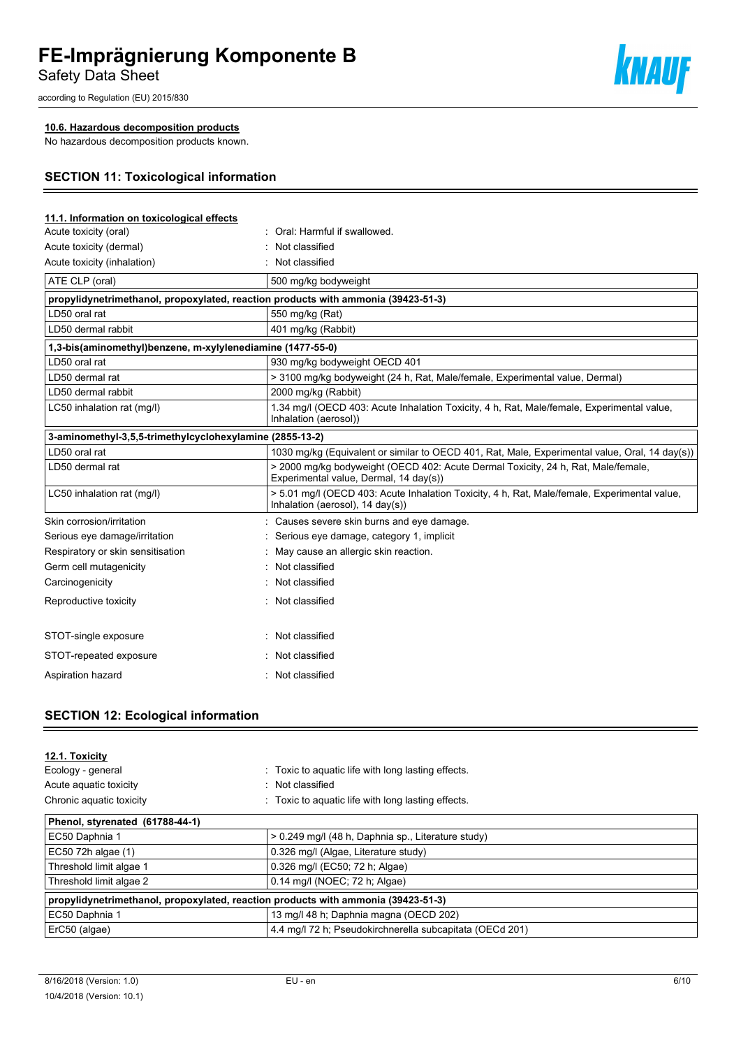#### 10.6. Hazardous decomposition products

No hazardous decomposition products known.

## SECTION 11: Toxicological information

#### 11.1. Information on toxicological effects

| | |
|---|---|
| Acute toxicity (oral) | : Oral: Harmful if swallowed. |
| Acute toxicity (dermal) | : Not classified |
| Acute toxicity (inhalation) | : Not classified |

| ATE CLP (oral) | 500 mg/kg bodyweight |
|---|---|

| **propylidynetrimethanol, propoxylated, reaction products with ammonia (39423-51-3)** | |
|---|---|
| LD50 oral rat | 550 mg/kg (Rat) |
| LD50 dermal rabbit | 401 mg/kg (Rabbit) |

| **1,3-bis(aminomethyl)benzene, m-xylylenediamine (1477-55-0)** | |
|---|---|
| LD50 oral rat | 930 mg/kg bodyweight OECD 401 |
| LD50 dermal rat | > 3100 mg/kg bodyweight (24 h, Rat, Male/female, Experimental value, Dermal) |
| LD50 dermal rabbit | 2000 mg/kg (Rabbit) |
| LC50 inhalation rat (mg/l) | 1.34 mg/l (OECD 403: Acute Inhalation Toxicity, 4 h, Rat, Male/female, Experimental value, Inhalation (aerosol)) |

| **3-aminomethyl-3,5,5-trimethylcyclohexylamine (2855-13-2)** | |
|---|---|
| LD50 oral rat | 1030 mg/kg (Equivalent or similar to OECD 401, Rat, Male, Experimental value, Oral, 14 day(s)) |
| LD50 dermal rat | > 2000 mg/kg bodyweight (OECD 402: Acute Dermal Toxicity, 24 h, Rat, Male/female, Experimental value, Dermal, 14 day(s)) |
| LC50 inhalation rat (mg/l) | > 5.01 mg/l (OECD 403: Acute Inhalation Toxicity, 4 h, Rat, Male/female, Experimental value, Inhalation (aerosol), 14 day(s)) |

| | |
|---|---|
| Skin corrosion/irritation | : Causes severe skin burns and eye damage. |
| Serious eye damage/irritation | : Serious eye damage, category 1, implicit |
| Respiratory or skin sensitisation | : May cause an allergic skin reaction. |
| Germ cell mutagenicity | : Not classified |
| Carcinogenicity | : Not classified |
| Reproductive toxicity | : Not classified |
| STOT-single exposure | : Not classified |
| STOT-repeated exposure | : Not classified |
| Aspiration hazard | : Not classified |

## SECTION 12: Ecological information

#### 12.1. Toxicity

| | |
|---|---|
| Ecology - general | : Toxic to aquatic life with long lasting effects. |
| Acute aquatic toxicity | : Not classified |
| Chronic aquatic toxicity | : Toxic to aquatic life with long lasting effects. |

| **Phenol, styrenated (61788-44-1)** | |
|---|---|
| EC50 Daphnia 1 | > 0.249 mg/l (48 h, Daphnia sp., Literature study) |
| EC50 72h algae (1) | 0.326 mg/l (Algae, Literature study) |
| Threshold limit algae 1 | 0.326 mg/l (EC50; 72 h; Algae) |
| Threshold limit algae 2 | 0.14 mg/l (NOEC; 72 h; Algae) |

| **propylidynetrimethanol, propoxylated, reaction products with ammonia (39423-51-3)** | |
|---|---|
| EC50 Daphnia 1 | 13 mg/l 48 h; Daphnia magna (OECD 202) |
| ErC50 (algae) | 4.4 mg/l 72 h; Pseudokirchnerella subcapitata (OECd 201) |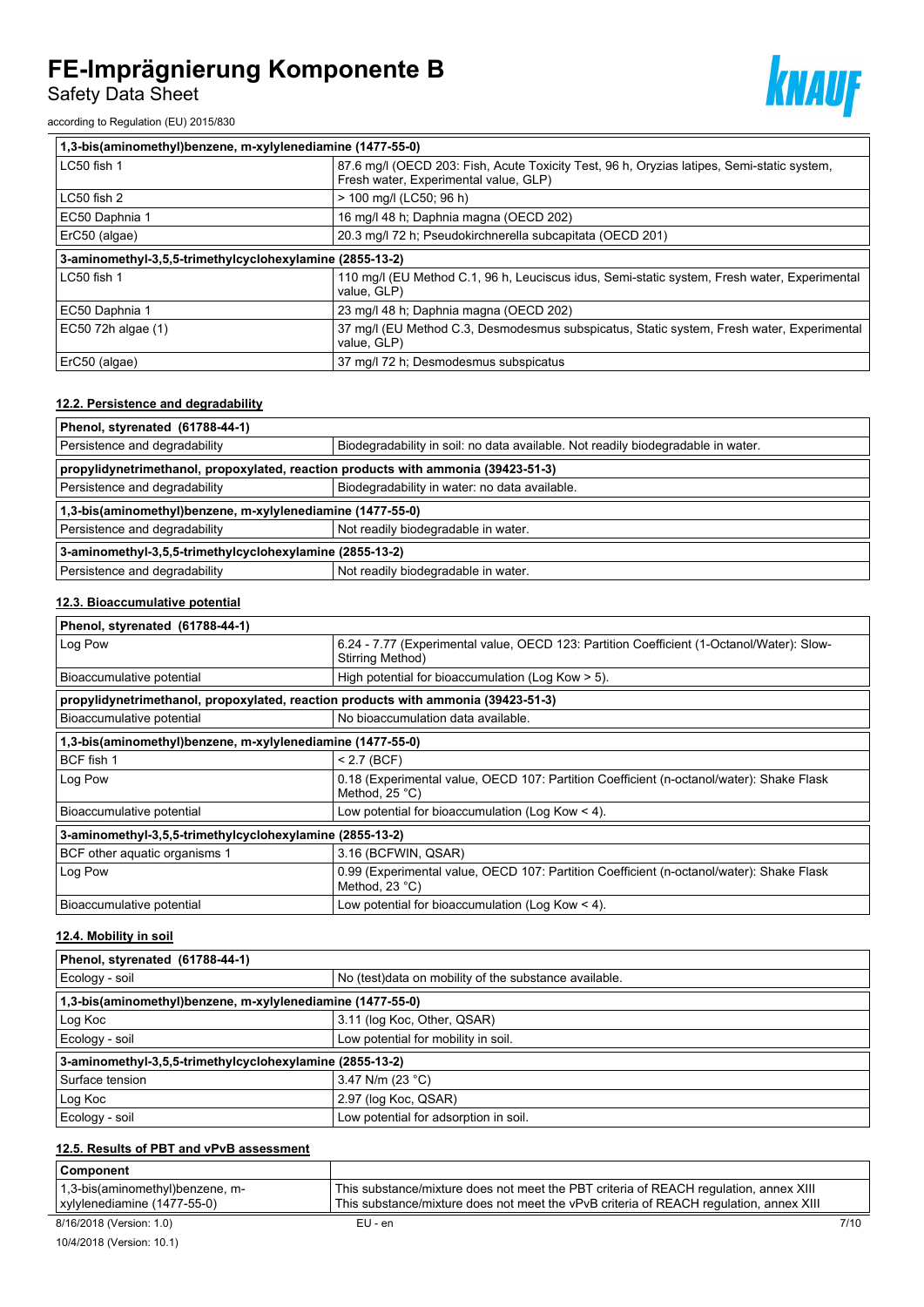| 1,3-bis(aminomethyl)benzene, m-xylylenediamine (1477-55-0) | |
|---|---|
| LC50 fish 1 | 87.6 mg/l (OECD 203: Fish, Acute Toxicity Test, 96 h, Oryzias latipes, Semi-static system, Fresh water, Experimental value, GLP) |
| LC50 fish 2 | > 100 mg/l (LC50; 96 h) |
| EC50 Daphnia 1 | 16 mg/l 48 h; Daphnia magna (OECD 202) |
| ErC50 (algae) | 20.3 mg/l 72 h; Pseudokirchnerella subcapitata (OECD 201) |
| **3-aminomethyl-3,5,5-trimethylcyclohexylamine (2855-13-2)** | |
| LC50 fish 1 | 110 mg/l (EU Method C.1, 96 h, Leuciscus idus, Semi-static system, Fresh water, Experimental value, GLP) |
| EC50 Daphnia 1 | 23 mg/l 48 h; Daphnia magna (OECD 202) |
| EC50 72h algae (1) | 37 mg/l (EU Method C.3, Desmodesmus subspicatus, Static system, Fresh water, Experimental value, GLP) |
| ErC50 (algae) | 37 mg/l 72 h; Desmodesmus subspicatus |

#### 12.2. Persistence and degradability

| Phenol, styrenated (61788-44-1) | |
|---|---|
| Persistence and degradability | Biodegradability in soil: no data available. Not readily biodegradable in water. |
| **propylidynetrimethanol, propoxylated, reaction products with ammonia (39423-51-3)** | |
| Persistence and degradability | Biodegradability in water: no data available. |
| **1,3-bis(aminomethyl)benzene, m-xylylenediamine (1477-55-0)** | |
| Persistence and degradability | Not readily biodegradable in water. |
| **3-aminomethyl-3,5,5-trimethylcyclohexylamine (2855-13-2)** | |
| Persistence and degradability | Not readily biodegradable in water. |

#### 12.3. Bioaccumulative potential

| Phenol, styrenated (61788-44-1) | |
|---|---|
| Log Pow | 6.24 - 7.77 (Experimental value, OECD 123: Partition Coefficient (1-Octanol/Water): Slow-Stirring Method) |
| Bioaccumulative potential | High potential for bioaccumulation (Log Kow > 5). |
| **propylidynetrimethanol, propoxylated, reaction products with ammonia (39423-51-3)** | |
| Bioaccumulative potential | No bioaccumulation data available. |
| **1,3-bis(aminomethyl)benzene, m-xylylenediamine (1477-55-0)** | |
| BCF fish 1 | < 2.7 (BCF) |
| Log Pow | 0.18 (Experimental value, OECD 107: Partition Coefficient (n-octanol/water): Shake Flask Method, 25 °C) |
| Bioaccumulative potential | Low potential for bioaccumulation (Log Kow < 4). |
| **3-aminomethyl-3,5,5-trimethylcyclohexylamine (2855-13-2)** | |
| BCF other aquatic organisms 1 | 3.16 (BCFWIN, QSAR) |
| Log Pow | 0.99 (Experimental value, OECD 107: Partition Coefficient (n-octanol/water): Shake Flask Method, 23 °C) |
| Bioaccumulative potential | Low potential for bioaccumulation (Log Kow < 4). |

#### 12.4. Mobility in soil

| Phenol, styrenated (61788-44-1) | |
|---|---|
| Ecology - soil | No (test)data on mobility of the substance available. |
| **1,3-bis(aminomethyl)benzene, m-xylylenediamine (1477-55-0)** | |
| Log Koc | 3.11 (log Koc, Other, QSAR) |
| Ecology - soil | Low potential for mobility in soil. |
| **3-aminomethyl-3,5,5-trimethylcyclohexylamine (2855-13-2)** | |
| Surface tension | 3.47 N/m (23 °C) |
| Log Koc | 2.97 (log Koc, QSAR) |
| Ecology - soil | Low potential for adsorption in soil. |

#### 12.5. Results of PBT and vPvB assessment

| Component | |
|---|---|
| 1,3-bis(aminomethyl)benzene, m-xylylenediamine (1477-55-0) | This substance/mixture does not meet the PBT criteria of REACH regulation, annex XIII<br>This substance/mixture does not meet the vPvB criteria of REACH regulation, annex XIII |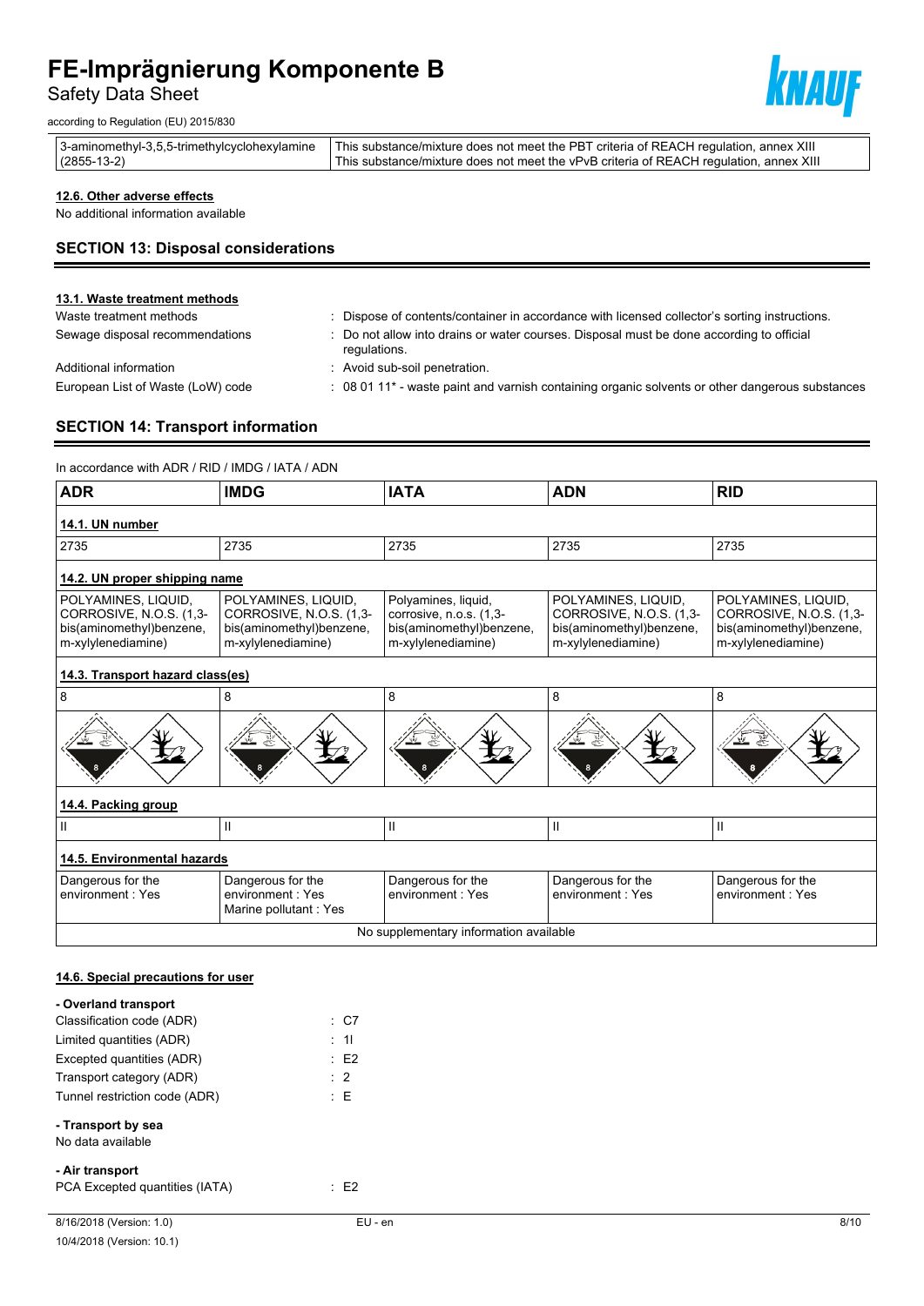| 3-aminomethyl-3,5,5-trimethylcyclohexylamine (2855-13-2) | This substance/mixture does not meet the PBT criteria of REACH regulation, annex XIII<br>This substance/mixture does not meet the vPvB criteria of REACH regulation, annex XIII |
|---|---|

### 12.6. Other adverse effects

No additional information available

## SECTION 13: Disposal considerations

### 13.1. Waste treatment methods

Waste treatment methods : Dispose of contents/container in accordance with licensed collector's sorting instructions.

Sewage disposal recommendations : Do not allow into drains or water courses. Disposal must be done according to official regulations.

Additional information : Avoid sub-soil penetration.

European List of Waste (LoW) code : 08 01 11* - waste paint and varnish containing organic solvents or other dangerous substances

## SECTION 14: Transport information

In accordance with ADR / RID / IMDG / IATA / ADN

| ADR | IMDG | IATA | ADN | RID |
|---|---|---|---|---|
| **14.1. UN number** | | | | |
| 2735 | 2735 | 2735 | 2735 | 2735 |
| **14.2. UN proper shipping name** | | | | |
| POLYAMINES, LIQUID, CORROSIVE, N.O.S. (1,3-bis(aminomethyl)benzene, m-xylylenediamine) | POLYAMINES, LIQUID, CORROSIVE, N.O.S. (1,3-bis(aminomethyl)benzene, m-xylylenediamine) | Polyamines, liquid, corrosive, n.o.s. (1,3-bis(aminomethyl)benzene, m-xylylenediamine) | POLYAMINES, LIQUID, CORROSIVE, N.O.S. (1,3-bis(aminomethyl)benzene, m-xylylenediamine) | POLYAMINES, LIQUID, CORROSIVE, N.O.S. (1,3-bis(aminomethyl)benzene, m-xylylenediamine) |
| **14.3. Transport hazard class(es)** | | | | |
| 8 | 8 | 8 | 8 | 8 |
| **14.4. Packing group** | | | | |
| II | II | II | II | II |
| **14.5. Environmental hazards** | | | | |
| Dangerous for the environment : Yes | Dangerous for the environment : Yes<br>Marine pollutant : Yes | Dangerous for the environment : Yes | Dangerous for the environment : Yes | Dangerous for the environment : Yes |
| No supplementary information available | | | | |

### 14.6. Special precautions for user

**- Overland transport**

Classification code (ADR) : C7

Limited quantities (ADR) : 1l

Excepted quantities (ADR) : E2

Transport category (ADR) : 2

Tunnel restriction code (ADR) : E

**- Transport by sea**

No data available

**- Air transport**

PCA Excepted quantities (IATA) : E2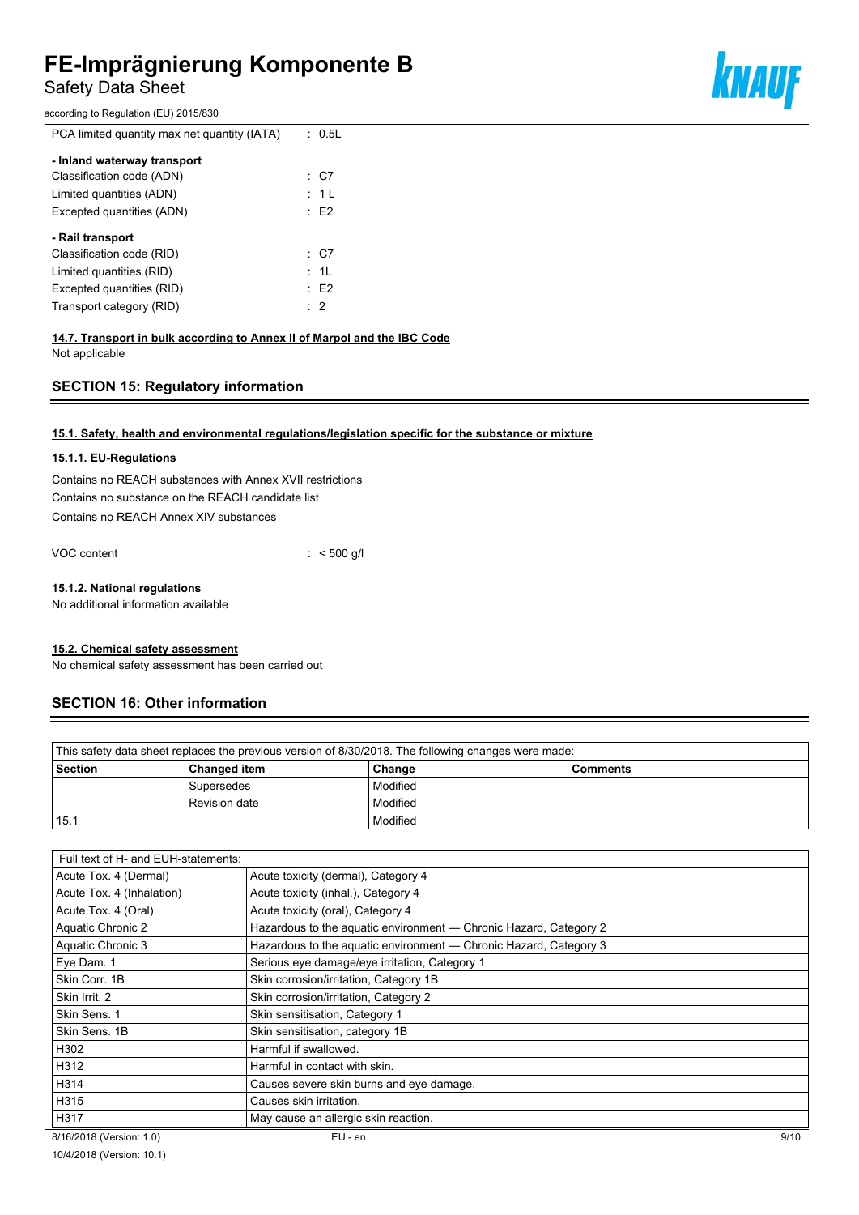PCA limited quantity max net quantity (IATA) : 0.5L

**- Inland waterway transport**

Classification code (ADN) : C7

Limited quantities (ADN) : 1 L

Excepted quantities (ADN) : E2

**- Rail transport**

Classification code (RID) : C7

Limited quantities (RID) : 1L

Excepted quantities (RID) : E2

Transport category (RID) : 2

**14.7. Transport in bulk according to Annex II of Marpol and the IBC Code**

Not applicable

## SECTION 15: Regulatory information

**15.1. Safety, health and environmental regulations/legislation specific for the substance or mixture**

### 15.1.1. EU-Regulations

Contains no REACH substances with Annex XVII restrictions

Contains no substance on the REACH candidate list

Contains no REACH Annex XIV substances

VOC content : < 500 g/l

### 15.1.2. National regulations

No additional information available

**15.2. Chemical safety assessment**

No chemical safety assessment has been carried out

## SECTION 16: Other information

| This safety data sheet replaces the previous version of 8/30/2018. The following changes were made: | | | |
|---|---|---|---|
| **Section** | **Changed item** | **Change** | **Comments** |
| | Supersedes | Modified | |
| | Revision date | Modified | |
| 15.1 | | Modified | |

| Full text of H- and EUH-statements: | |
|---|---|
| Acute Tox. 4 (Dermal) | Acute toxicity (dermal), Category 4 |
| Acute Tox. 4 (Inhalation) | Acute toxicity (inhal.), Category 4 |
| Acute Tox. 4 (Oral) | Acute toxicity (oral), Category 4 |
| Aquatic Chronic 2 | Hazardous to the aquatic environment — Chronic Hazard, Category 2 |
| Aquatic Chronic 3 | Hazardous to the aquatic environment — Chronic Hazard, Category 3 |
| Eye Dam. 1 | Serious eye damage/eye irritation, Category 1 |
| Skin Corr. 1B | Skin corrosion/irritation, Category 1B |
| Skin Irrit. 2 | Skin corrosion/irritation, Category 2 |
| Skin Sens. 1 | Skin sensitisation, Category 1 |
| Skin Sens. 1B | Skin sensitisation, category 1B |
| H302 | Harmful if swallowed. |
| H312 | Harmful in contact with skin. |
| H314 | Causes severe skin burns and eye damage. |
| H315 | Causes skin irritation. |
| H317 | May cause an allergic skin reaction. |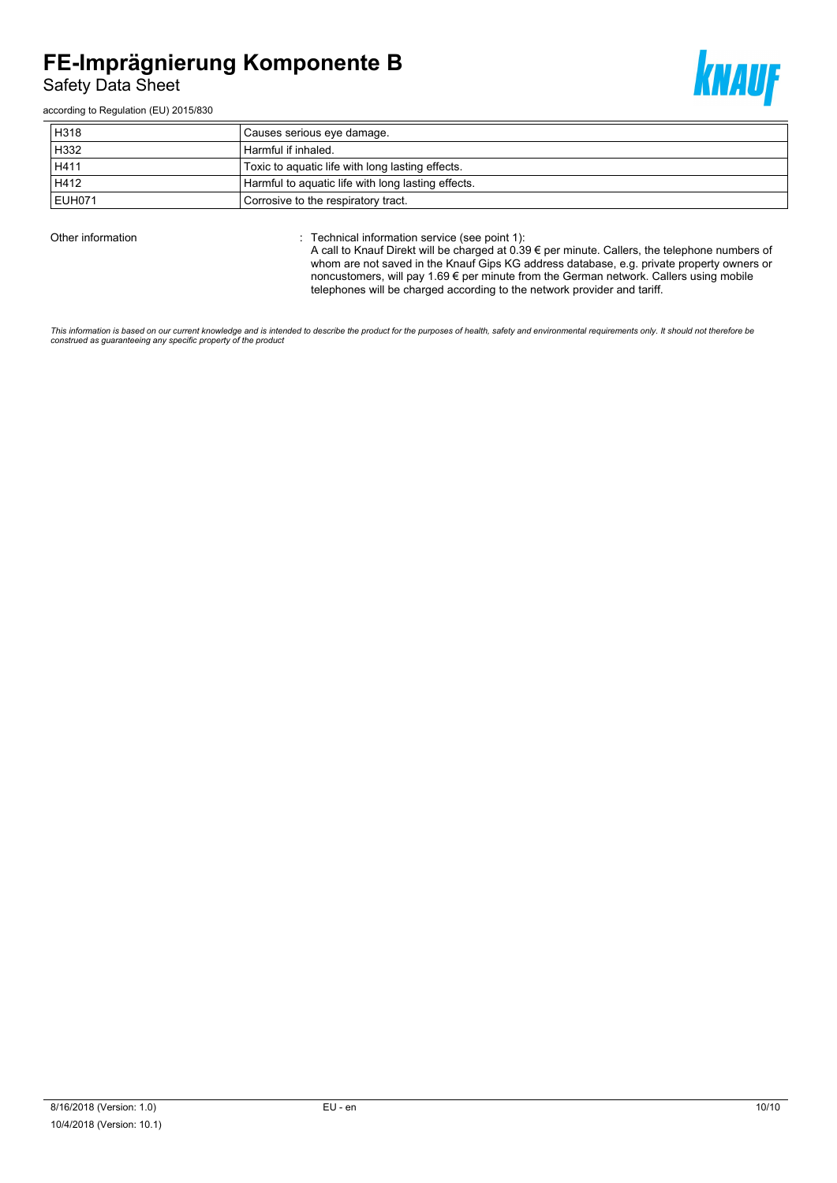| | |
|---|---|
| H318 | Causes serious eye damage. |
| H332 | Harmful if inhaled. |
| H411 | Toxic to aquatic life with long lasting effects. |
| H412 | Harmful to aquatic life with long lasting effects. |
| EUH071 | Corrosive to the respiratory tract. |

Other information : Technical information service (see point 1):
A call to Knauf Direkt will be charged at 0.39 € per minute. Callers, the telephone numbers of whom are not saved in the Knauf Gips KG address database, e.g. private property owners or noncustomers, will pay 1.69 € per minute from the German network. Callers using mobile telephones will be charged according to the network provider and tariff.

*This information is based on our current knowledge and is intended to describe the product for the purposes of health, safety and environmental requirements only. It should not therefore be construed as guaranteeing any specific property of the product*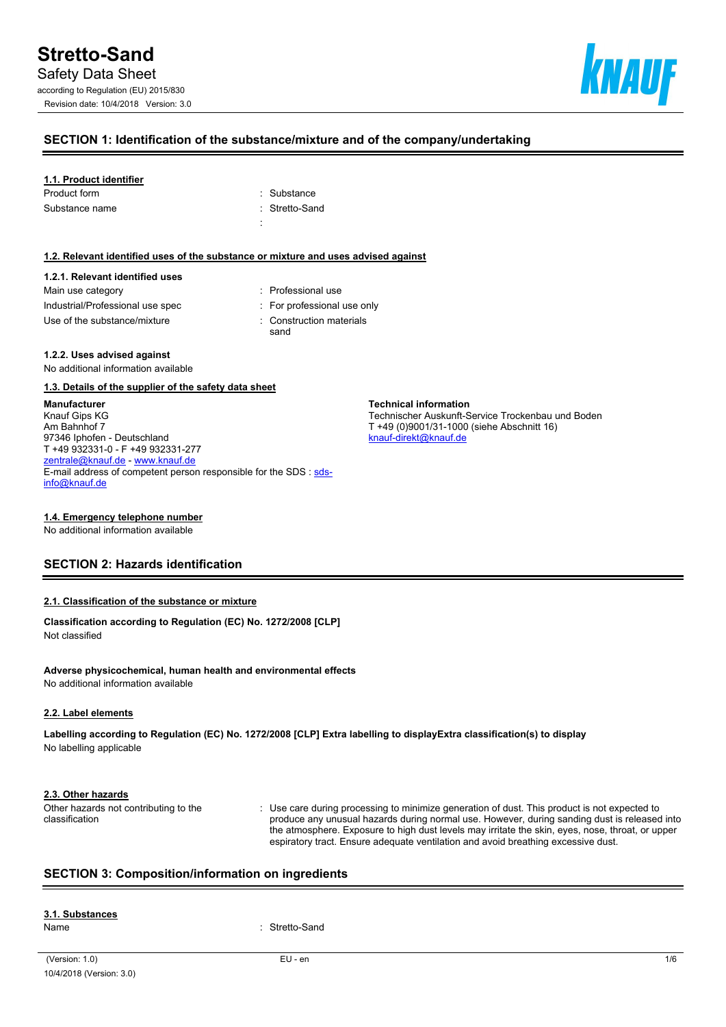# Stretto-Sand

Safety Data Sheet

according to Regulation (EU) 2015/830

Revision date: 10/4/2018 Version: 3.0

## SECTION 1: Identification of the substance/mixture and of the company/undertaking

### 1.1. Product identifier

Product form : Substance

Substance name : Stretto-Sand

:

### 1.2. Relevant identified uses of the substance or mixture and uses advised against

#### 1.2.1. Relevant identified uses

Main use category : Professional use

Industrial/Professional use spec : For professional use only

Use of the substance/mixture : Construction materials sand

#### 1.2.2. Uses advised against

No additional information available

### 1.3. Details of the supplier of the safety data sheet

**Manufacturer**
Knauf Gips KG
Am Bahnhof 7
97346 Iphofen - Deutschland
T +49 932331-0 - F +49 932331-277
zentrale@knauf.de - www.knauf.de
E-mail address of competent person responsible for the SDS : sds-info@knauf.de

**Technical information**
Technischer Auskunft-Service Trockenbau und Boden
T +49 (0)9001/31-1000 (siehe Abschnitt 16)
knauf-direkt@knauf.de

### 1.4. Emergency telephone number

No additional information available

## SECTION 2: Hazards identification

### 2.1. Classification of the substance or mixture

**Classification according to Regulation (EC) No. 1272/2008 [CLP]**

Not classified

**Adverse physicochemical, human health and environmental effects**

No additional information available

### 2.2. Label elements

**Labelling according to Regulation (EC) No. 1272/2008 [CLP] Extra labelling to displayExtra classification(s) to display**

No labelling applicable

### 2.3. Other hazards

Other hazards not contributing to the classification : Use care during processing to minimize generation of dust. This product is not expected to produce any unusual hazards during normal use. However, during sanding dust is released into the atmosphere. Exposure to high dust levels may irritate the skin, eyes, nose, throat, or upper espiratory tract. Ensure adequate ventilation and avoid breathing excessive dust.

## SECTION 3: Composition/information on ingredients

### 3.1. Substances

Name : Stretto-Sand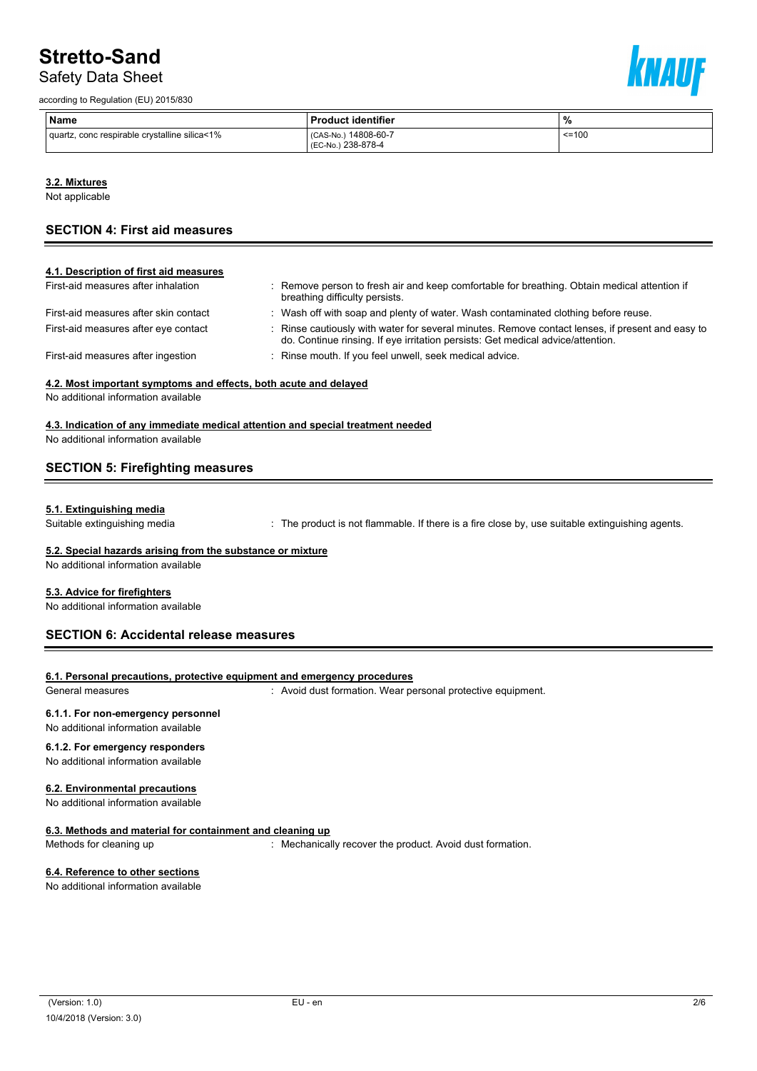| Name | Product identifier | % |
|---|---|---|
| quartz, conc respirable crystalline silica<1% | (CAS-No.) 14808-60-7<br>(EC-No.) 238-878-4 | <=100 |

**3.2. Mixtures**

Not applicable

## SECTION 4: First aid measures

**4.1. Description of first aid measures**

First-aid measures after inhalation : Remove person to fresh air and keep comfortable for breathing. Obtain medical attention if breathing difficulty persists.

First-aid measures after skin contact : Wash off with soap and plenty of water. Wash contaminated clothing before reuse.

First-aid measures after eye contact : Rinse cautiously with water for several minutes. Remove contact lenses, if present and easy to do. Continue rinsing. If eye irritation persists: Get medical advice/attention.

First-aid measures after ingestion : Rinse mouth. If you feel unwell, seek medical advice.

**4.2. Most important symptoms and effects, both acute and delayed**

No additional information available

**4.3. Indication of any immediate medical attention and special treatment needed**

No additional information available

## SECTION 5: Firefighting measures

**5.1. Extinguishing media**

Suitable extinguishing media : The product is not flammable. If there is a fire close by, use suitable extinguishing agents.

**5.2. Special hazards arising from the substance or mixture**

No additional information available

**5.3. Advice for firefighters**

No additional information available

## SECTION 6: Accidental release measures

**6.1. Personal precautions, protective equipment and emergency procedures**

General measures : Avoid dust formation. Wear personal protective equipment.

**6.1.1. For non-emergency personnel**

No additional information available

**6.1.2. For emergency responders**

No additional information available

**6.2. Environmental precautions**

No additional information available

**6.3. Methods and material for containment and cleaning up**

Methods for cleaning up : Mechanically recover the product. Avoid dust formation.

**6.4. Reference to other sections**

No additional information available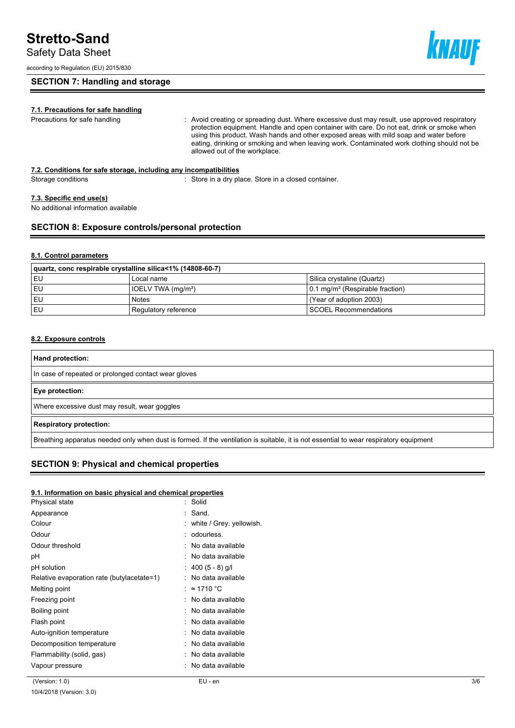## SECTION 7: Handling and storage

### 7.1. Precautions for safe handling

Precautions for safe handling : Avoid creating or spreading dust. Where excessive dust may result, use approved respiratory protection equipment. Handle and open container with care. Do not eat, drink or smoke when using this product. Wash hands and other exposed areas with mild soap and water before eating, drinking or smoking and when leaving work. Contaminated work clothing should not be allowed out of the workplace.

### 7.2. Conditions for safe storage, including any incompatibilities

Storage conditions : Store in a dry place. Store in a closed container.

### 7.3. Specific end use(s)

No additional information available

## SECTION 8: Exposure controls/personal protection

### 8.1. Control parameters

| quartz, conc respirable crystalline silica<1% (14808-60-7) | | |
|---|---|---|
| EU | Local name | Silica crystaline (Quartz) |
| EU | IOELV TWA ($mg/m^3$) | 0.1 $mg/m^3$ (Respirable fraction) |
| EU | Notes | (Year of adoption 2003) |
| EU | Regulatory reference | SCOEL Recommendations |

### 8.2. Exposure controls

**Hand protection:**

In case of repeated or prolonged contact wear gloves

**Eye protection:**

Where excessive dust may result, wear goggles

**Respiratory protection:**

Breathing apparatus needed only when dust is formed. If the ventilation is suitable, it is not essential to wear respiratory equipment

## SECTION 9: Physical and chemical properties

### 9.1. Information on basic physical and chemical properties

| Property | Value |
|---|---|
| Physical state | Solid |
| Appearance | Sand. |
| Colour | white / Grey. yellowish. |
| Odour | odourless. |
| Odour threshold | No data available |
| pH | No data available |
| pH solution | 400 (5 - 8) g/l |
| Relative evaporation rate (butylacetate=1) | No data available |
| Melting point | ≈ 1710 °C |
| Freezing point | No data available |
| Boiling point | No data available |
| Flash point | No data available |
| Auto-ignition temperature | No data available |
| Decomposition temperature | No data available |
| Flammability (solid, gas) | No data available |
| Vapour pressure | No data available |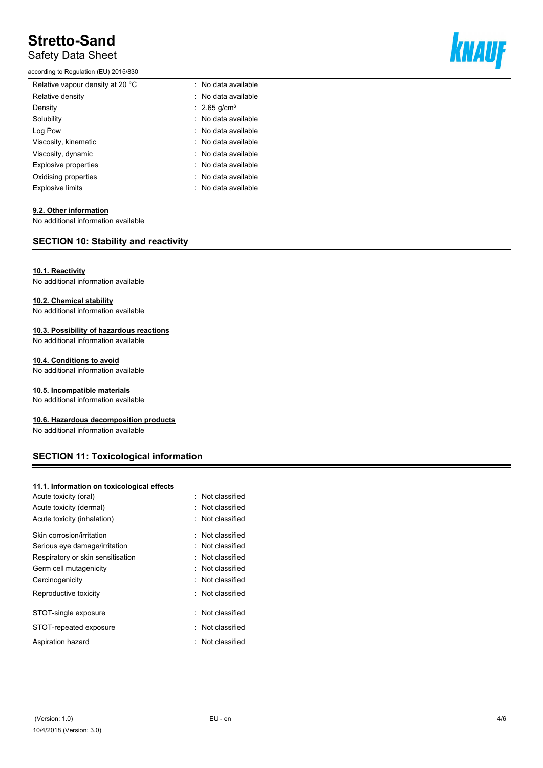| | |
|---|---|
| Relative vapour density at 20 °C | : No data available |
| Relative density | : No data available |
| Density | : 2.65 g/cm³ |
| Solubility | : No data available |
| Log Pow | : No data available |
| Viscosity, kinematic | : No data available |
| Viscosity, dynamic | : No data available |
| Explosive properties | : No data available |
| Oxidising properties | : No data available |
| Explosive limits | : No data available |

### 9.2. Other information

No additional information available

## SECTION 10: Stability and reactivity

### 10.1. Reactivity

No additional information available

### 10.2. Chemical stability

No additional information available

### 10.3. Possibility of hazardous reactions

No additional information available

### 10.4. Conditions to avoid

No additional information available

### 10.5. Incompatible materials

No additional information available

### 10.6. Hazardous decomposition products

No additional information available

## SECTION 11: Toxicological information

### 11.1. Information on toxicological effects

| | |
|---|---|
| Acute toxicity (oral) | : Not classified |
| Acute toxicity (dermal) | : Not classified |
| Acute toxicity (inhalation) | : Not classified |
| Skin corrosion/irritation | : Not classified |
| Serious eye damage/irritation | : Not classified |
| Respiratory or skin sensitisation | : Not classified |
| Germ cell mutagenicity | : Not classified |
| Carcinogenicity | : Not classified |
| Reproductive toxicity | : Not classified |
| STOT-single exposure | : Not classified |
| STOT-repeated exposure | : Not classified |
| Aspiration hazard | : Not classified |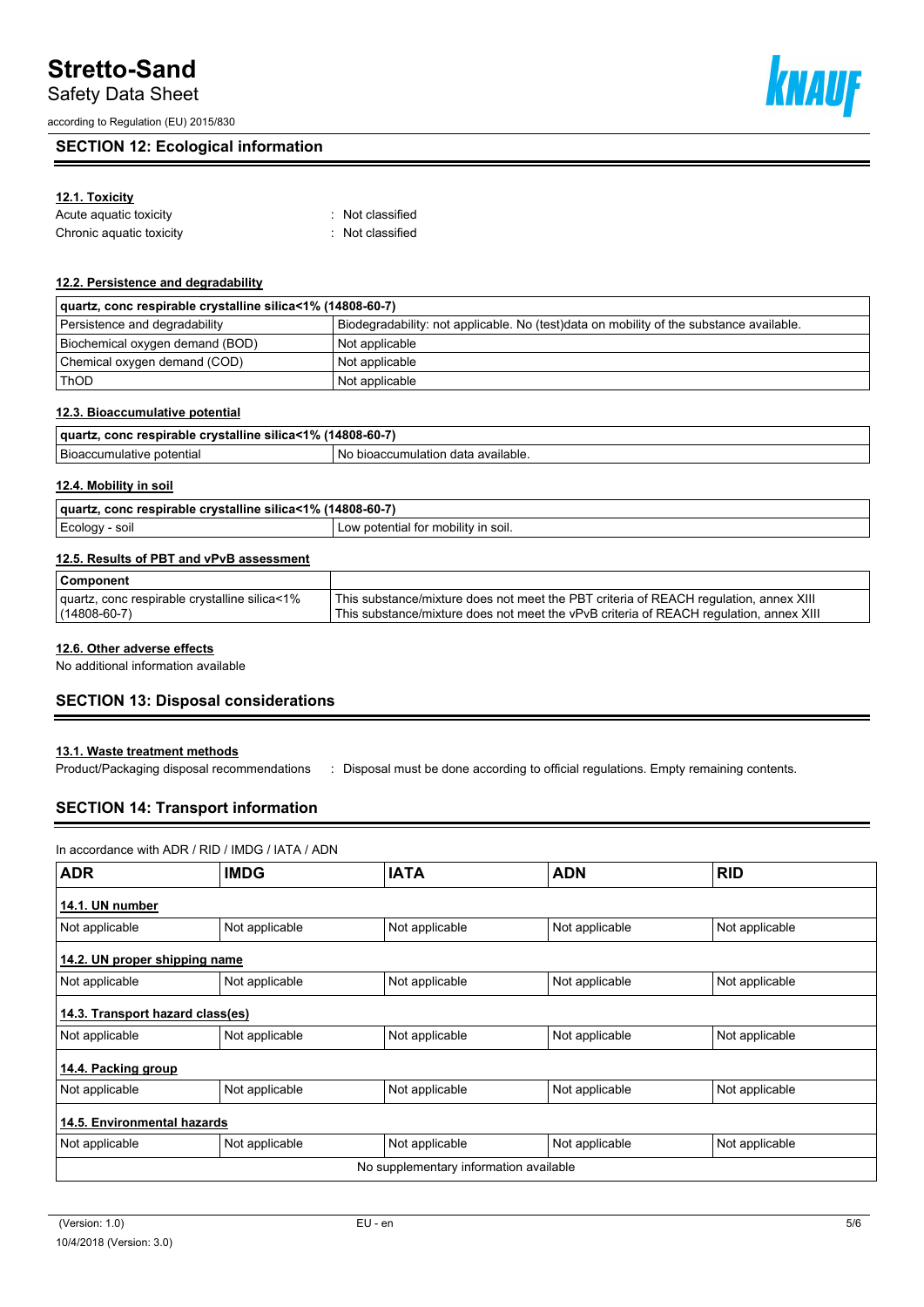## SECTION 12: Ecological information

### 12.1. Toxicity

Acute aquatic toxicity : Not classified

Chronic aquatic toxicity : Not classified

### 12.2. Persistence and degradability

| quartz, conc respirable crystalline silica<1% (14808-60-7) | |
|---|---|
| Persistence and degradability | Biodegradability: not applicable. No (test)data on mobility of the substance available. |
| Biochemical oxygen demand (BOD) | Not applicable |
| Chemical oxygen demand (COD) | Not applicable |
| ThOD | Not applicable |

### 12.3. Bioaccumulative potential

| quartz, conc respirable crystalline silica<1% (14808-60-7) | |
|---|---|
| Bioaccumulative potential | No bioaccumulation data available. |

### 12.4. Mobility in soil

| quartz, conc respirable crystalline silica<1% (14808-60-7) | |
|---|---|
| Ecology - soil | Low potential for mobility in soil. |

### 12.5. Results of PBT and vPvB assessment

| Component | |
|---|---|
| quartz, conc respirable crystalline silica<1% (14808-60-7) | This substance/mixture does not meet the PBT criteria of REACH regulation, annex XIII<br>This substance/mixture does not meet the vPvB criteria of REACH regulation, annex XIII |

### 12.6. Other adverse effects

No additional information available

## SECTION 13: Disposal considerations

### 13.1. Waste treatment methods

Product/Packaging disposal recommendations : Disposal must be done according to official regulations. Empty remaining contents.

## SECTION 14: Transport information

In accordance with ADR / RID / IMDG / IATA / ADN

| ADR | IMDG | IATA | ADN | RID |
|---|---|---|---|---|
| **14.1. UN number** | | | | |
| Not applicable | Not applicable | Not applicable | Not applicable | Not applicable |
| **14.2. UN proper shipping name** | | | | |
| Not applicable | Not applicable | Not applicable | Not applicable | Not applicable |
| **14.3. Transport hazard class(es)** | | | | |
| Not applicable | Not applicable | Not applicable | Not applicable | Not applicable |
| **14.4. Packing group** | | | | |
| Not applicable | Not applicable | Not applicable | Not applicable | Not applicable |
| **14.5. Environmental hazards** | | | | |
| Not applicable | Not applicable | Not applicable | Not applicable | Not applicable |
| No supplementary information available | | | | |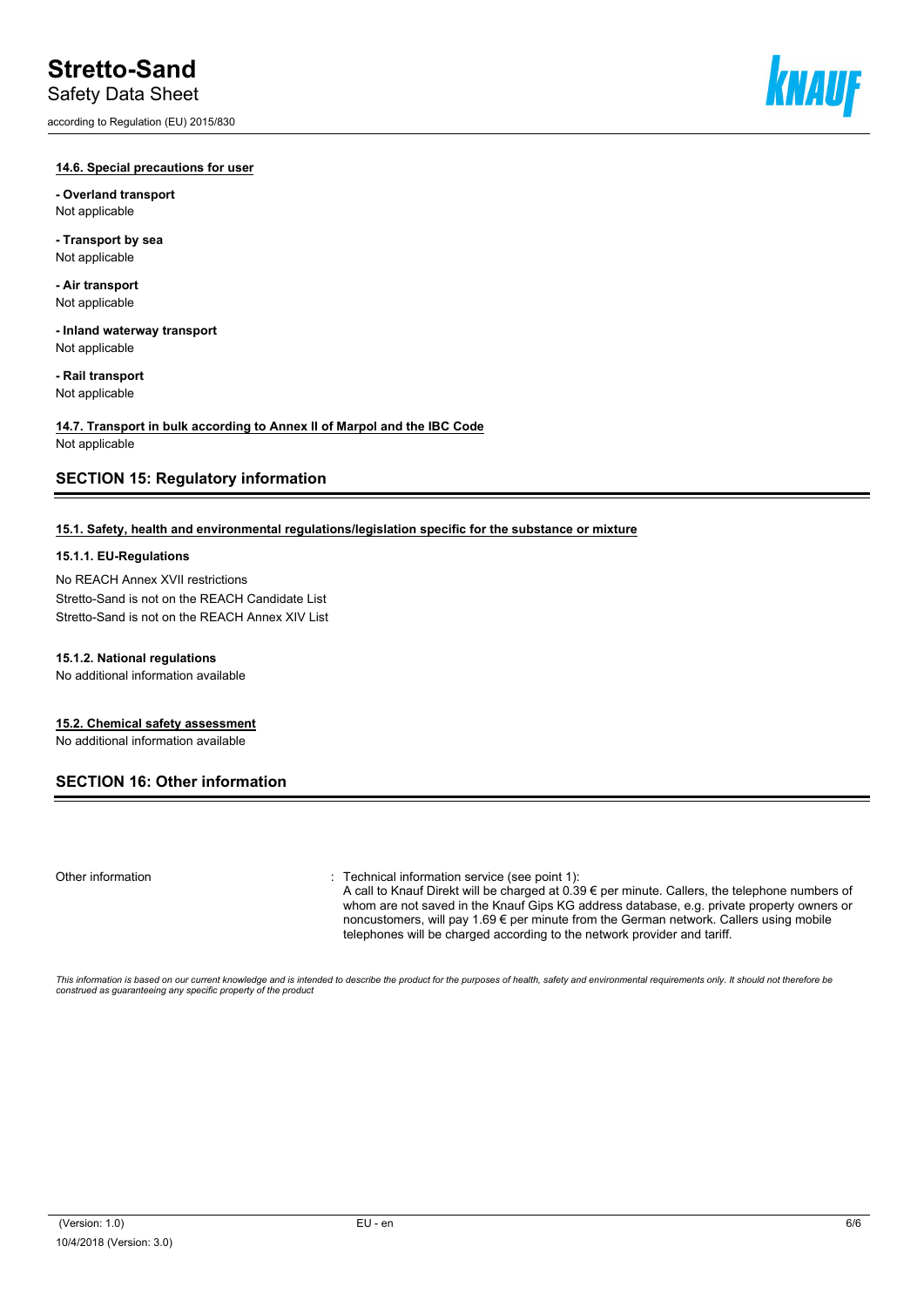#### 14.6. Special precautions for user

**- Overland transport**
Not applicable

**- Transport by sea**
Not applicable

**- Air transport**
Not applicable

**- Inland waterway transport**
Not applicable

**- Rail transport**
Not applicable

#### 14.7. Transport in bulk according to Annex II of Marpol and the IBC Code

Not applicable

## SECTION 15: Regulatory information

#### 15.1. Safety, health and environmental regulations/legislation specific for the substance or mixture

##### 15.1.1. EU-Regulations

No REACH Annex XVII restrictions
Stretto-Sand is not on the REACH Candidate List
Stretto-Sand is not on the REACH Annex XIV List

##### 15.1.2. National regulations

No additional information available

#### 15.2. Chemical safety assessment

No additional information available

## SECTION 16: Other information

Other information : Technical information service (see point 1):
A call to Knauf Direkt will be charged at 0.39 € per minute. Callers, the telephone numbers of whom are not saved in the Knauf Gips KG address database, e.g. private property owners or noncustomers, will pay 1.69 € per minute from the German network. Callers using mobile telephones will be charged according to the network provider and tariff.

*This information is based on our current knowledge and is intended to describe the product for the purposes of health, safety and environmental requirements only. It should not therefore be construed as guaranteeing any specific property of the product*